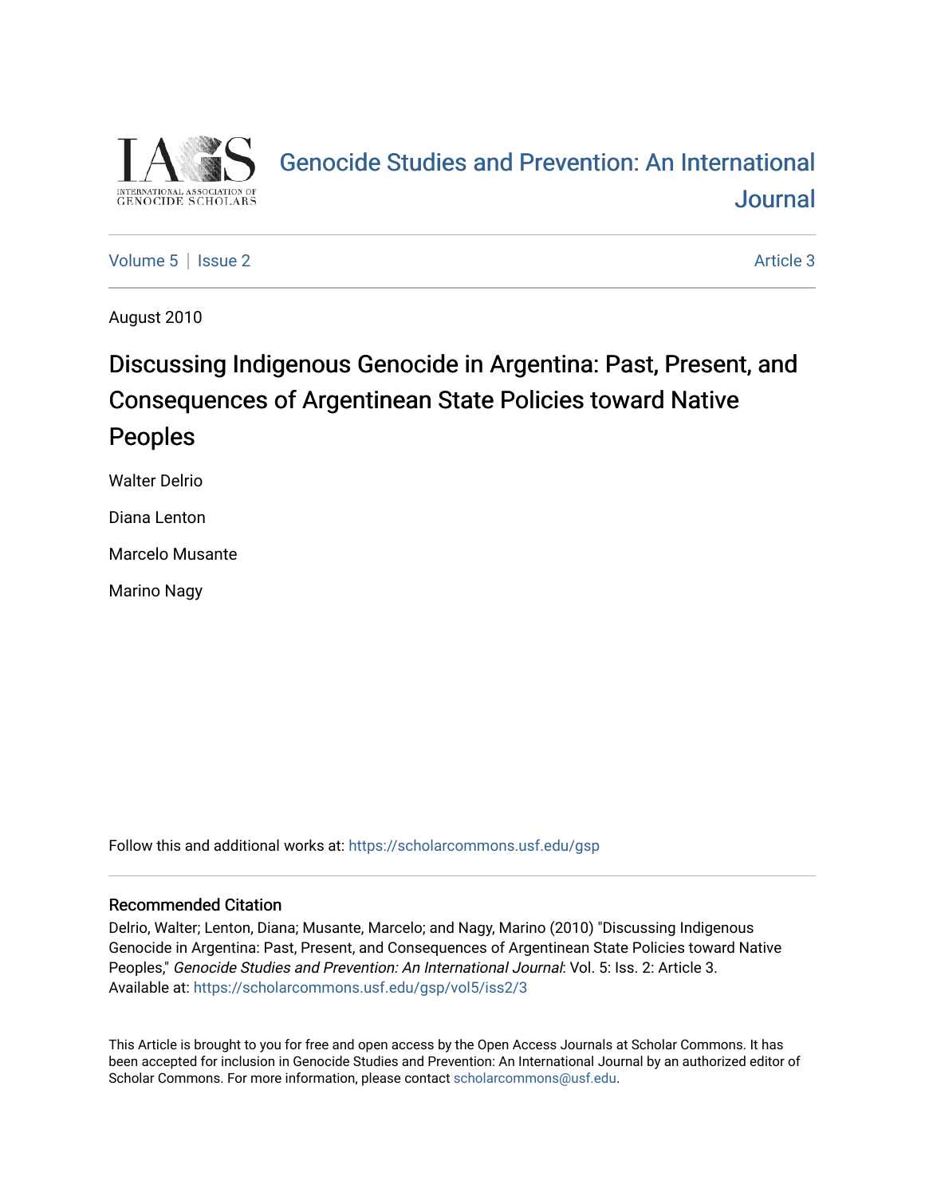Genocide Studies and Prevention: An International Journal

Volume 5 | Issue 2 | Article 3

August 2010

# Discussing Indigenous Genocide in Argentina: Past, Present, and Consequences of Argentinean State Policies toward Native Peoples

Walter Delrio

Diana Lenton

Marcelo Musante

Marino Nagy

Follow this and additional works at: https://scholarcommons.usf.edu/gsp

## Recommended Citation

Delrio, Walter; Lenton, Diana; Musante, Marcelo; and Nagy, Marino (2010) "Discussing Indigenous Genocide in Argentina: Past, Present, and Consequences of Argentinean State Policies toward Native Peoples," *Genocide Studies and Prevention: An International Journal*: Vol. 5: Iss. 2: Article 3.
Available at: https://scholarcommons.usf.edu/gsp/vol5/iss2/3

This Article is brought to you for free and open access by the Open Access Journals at Scholar Commons. It has been accepted for inclusion in Genocide Studies and Prevention: An International Journal by an authorized editor of Scholar Commons. For more information, please contact scholarcommons@usf.edu.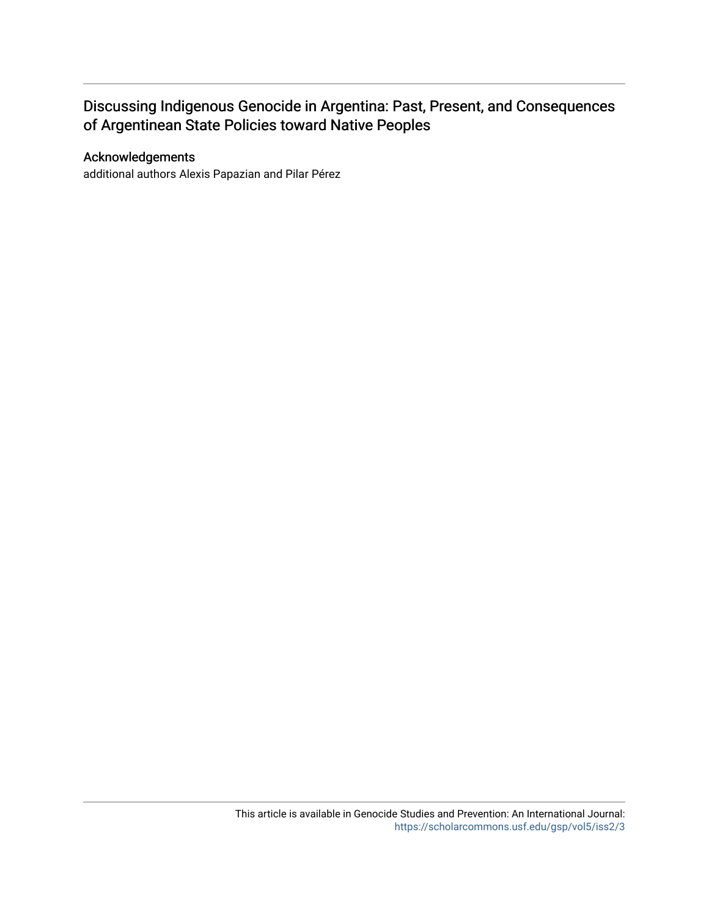# Discussing Indigenous Genocide in Argentina: Past, Present, and Consequences of Argentinean State Policies toward Native Peoples

## Acknowledgements

additional authors Alexis Papazian and Pilar Pérez

This article is available in Genocide Studies and Prevention: An International Journal: https://scholarcommons.usf.edu/gsp/vol5/iss2/3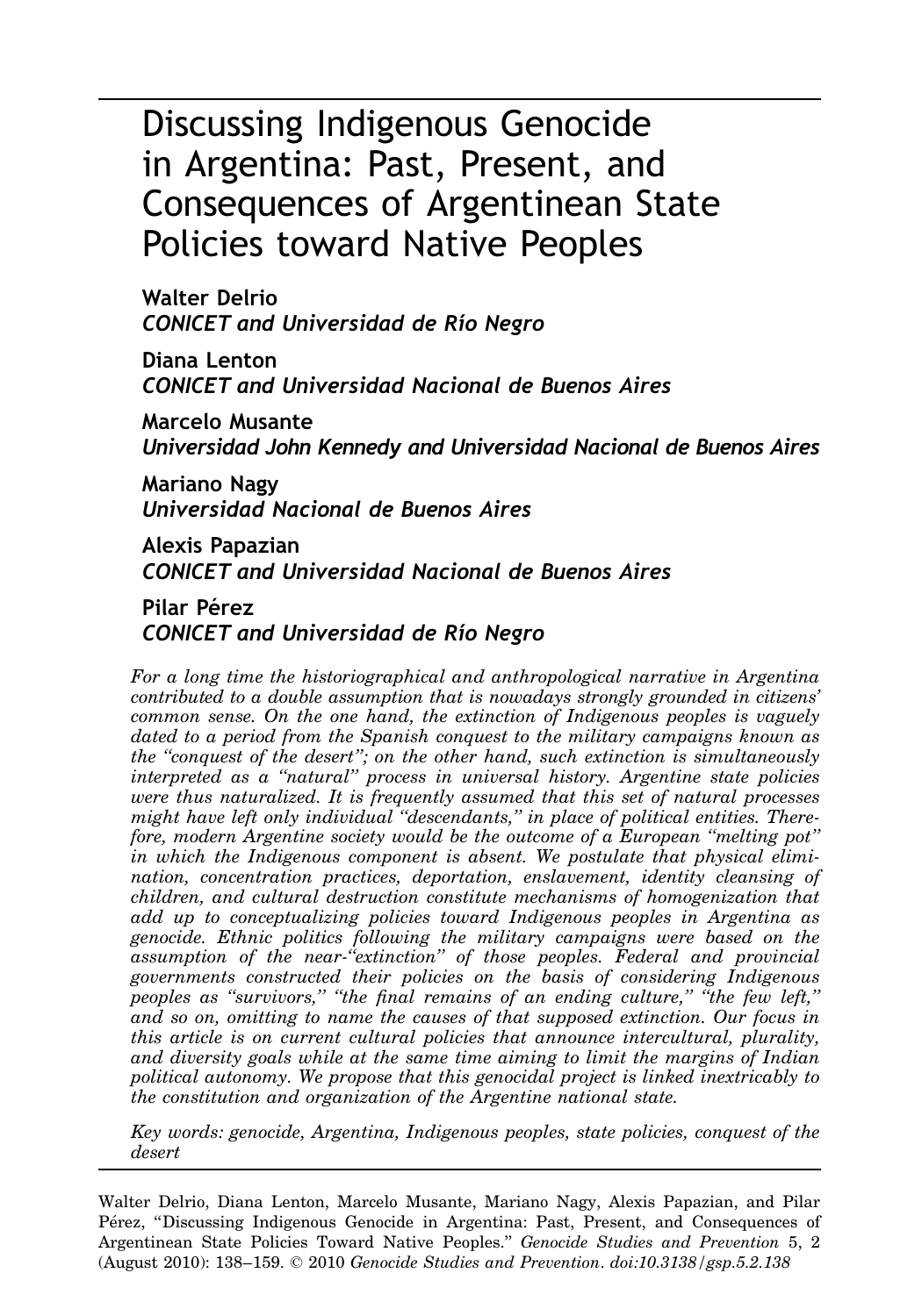# Discussing Indigenous Genocide in Argentina: Past, Present, and Consequences of Argentinean State Policies toward Native Peoples

**Walter Delrio**
***CONICET and Universidad de Río Negro***

**Diana Lenton**
***CONICET and Universidad Nacional de Buenos Aires***

**Marcelo Musante**
***Universidad John Kennedy and Universidad Nacional de Buenos Aires***

**Mariano Nagy**
***Universidad Nacional de Buenos Aires***

**Alexis Papazian**
***CONICET and Universidad Nacional de Buenos Aires***

**Pilar Pérez**
***CONICET and Universidad de Río Negro***

*For a long time the historiographical and anthropological narrative in Argentina contributed to a double assumption that is nowadays strongly grounded in citizens' common sense. On the one hand, the extinction of Indigenous peoples is vaguely dated to a period from the Spanish conquest to the military campaigns known as the "conquest of the desert"; on the other hand, such extinction is simultaneously interpreted as a "natural" process in universal history. Argentine state policies were thus naturalized. It is frequently assumed that this set of natural processes might have left only individual "descendants," in place of political entities. Therefore, modern Argentine society would be the outcome of a European "melting pot" in which the Indigenous component is absent. We postulate that physical elimination, concentration practices, deportation, enslavement, identity cleansing of children, and cultural destruction constitute mechanisms of homogenization that add up to conceptualizing policies toward Indigenous peoples in Argentina as genocide. Ethnic politics following the military campaigns were based on the assumption of the near-"extinction" of those peoples. Federal and provincial governments constructed their policies on the basis of considering Indigenous peoples as "survivors," "the final remains of an ending culture," "the few left," and so on, omitting to name the causes of that supposed extinction. Our focus in this article is on current cultural policies that announce intercultural, plurality, and diversity goals while at the same time aiming to limit the margins of Indian political autonomy. We propose that this genocidal project is linked inextricably to the constitution and organization of the Argentine national state.*

*Key words: genocide, Argentina, Indigenous peoples, state policies, conquest of the desert*

Walter Delrio, Diana Lenton, Marcelo Musante, Mariano Nagy, Alexis Papazian, and Pilar Pérez, "Discussing Indigenous Genocide in Argentina: Past, Present, and Consequences of Argentinean State Policies Toward Native Peoples." *Genocide Studies and Prevention* 5, 2 (August 2010): 138–159. © 2010 *Genocide Studies and Prevention. doi:10.3138/gsp.5.2.138*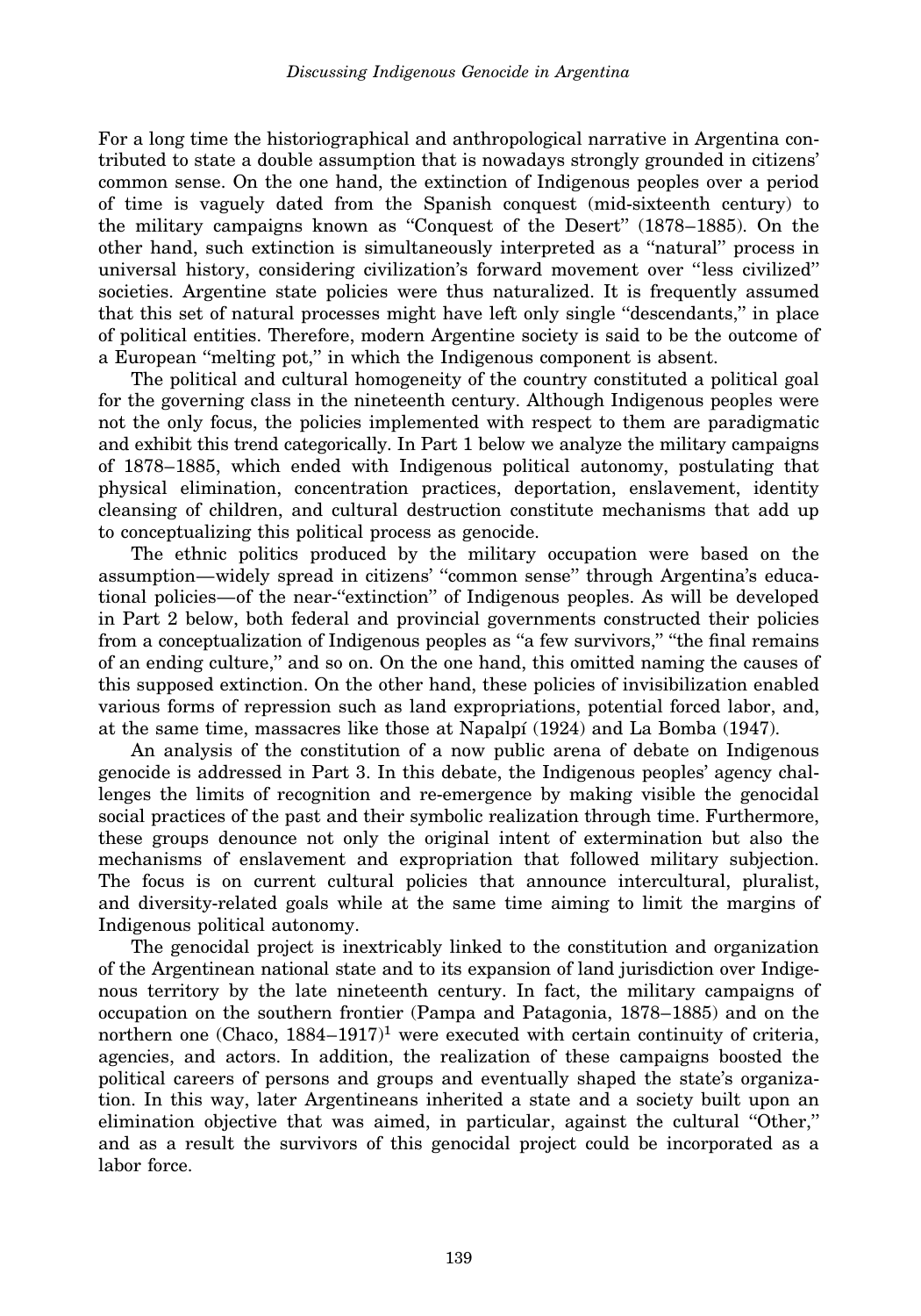For a long time the historiographical and anthropological narrative in Argentina contributed to state a double assumption that is nowadays strongly grounded in citizens' common sense. On the one hand, the extinction of Indigenous peoples over a period of time is vaguely dated from the Spanish conquest (mid-sixteenth century) to the military campaigns known as "Conquest of the Desert" (1878–1885). On the other hand, such extinction is simultaneously interpreted as a "natural" process in universal history, considering civilization's forward movement over "less civilized" societies. Argentine state policies were thus naturalized. It is frequently assumed that this set of natural processes might have left only single "descendants," in place of political entities. Therefore, modern Argentine society is said to be the outcome of a European "melting pot," in which the Indigenous component is absent.

The political and cultural homogeneity of the country constituted a political goal for the governing class in the nineteenth century. Although Indigenous peoples were not the only focus, the policies implemented with respect to them are paradigmatic and exhibit this trend categorically. In Part 1 below we analyze the military campaigns of 1878–1885, which ended with Indigenous political autonomy, postulating that physical elimination, concentration practices, deportation, enslavement, identity cleansing of children, and cultural destruction constitute mechanisms that add up to conceptualizing this political process as genocide.

The ethnic politics produced by the military occupation were based on the assumption—widely spread in citizens' "common sense" through Argentina's educational policies—of the near-"extinction" of Indigenous peoples. As will be developed in Part 2 below, both federal and provincial governments constructed their policies from a conceptualization of Indigenous peoples as "a few survivors," "the final remains of an ending culture," and so on. On the one hand, this omitted naming the causes of this supposed extinction. On the other hand, these policies of invisibilization enabled various forms of repression such as land expropriations, potential forced labor, and, at the same time, massacres like those at Napalpí (1924) and La Bomba (1947).

An analysis of the constitution of a now public arena of debate on Indigenous genocide is addressed in Part 3. In this debate, the Indigenous peoples' agency challenges the limits of recognition and re-emergence by making visible the genocidal social practices of the past and their symbolic realization through time. Furthermore, these groups denounce not only the original intent of extermination but also the mechanisms of enslavement and expropriation that followed military subjection. The focus is on current cultural policies that announce intercultural, pluralist, and diversity-related goals while at the same time aiming to limit the margins of Indigenous political autonomy.

The genocidal project is inextricably linked to the constitution and organization of the Argentinean national state and to its expansion of land jurisdiction over Indigenous territory by the late nineteenth century. In fact, the military campaigns of occupation on the southern frontier (Pampa and Patagonia, 1878–1885) and on the northern one (Chaco, 1884–1917)[1] were executed with certain continuity of criteria, agencies, and actors. In addition, the realization of these campaigns boosted the political careers of persons and groups and eventually shaped the state's organization. In this way, later Argentineans inherited a state and a society built upon an elimination objective that was aimed, in particular, against the cultural "Other," and as a result the survivors of this genocidal project could be incorporated as a labor force.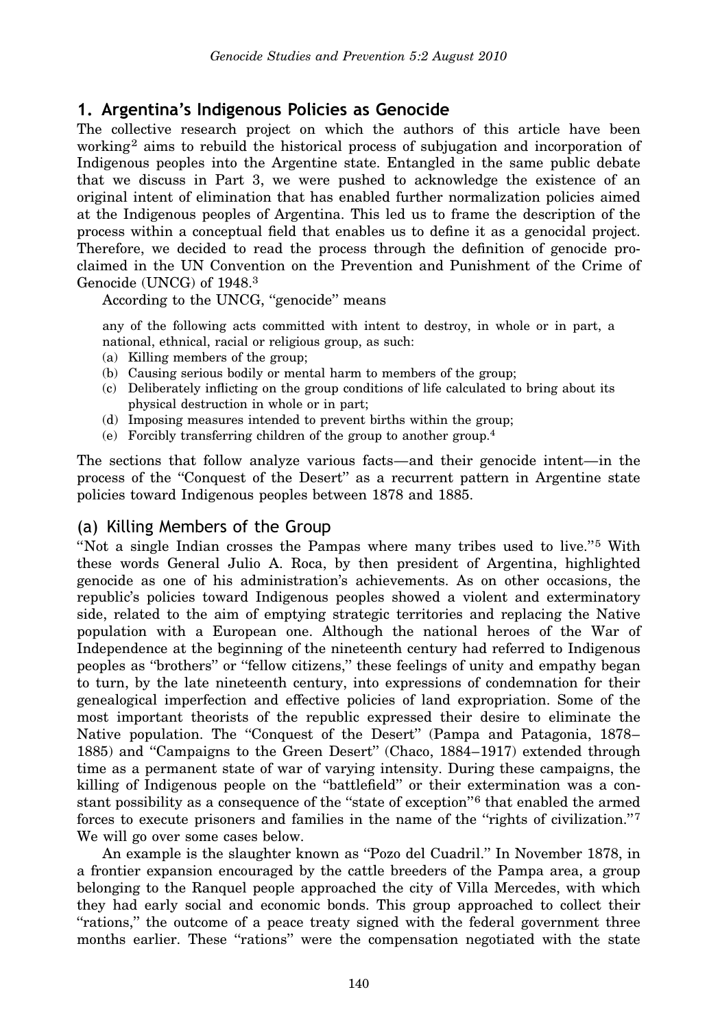## 1. Argentina's Indigenous Policies as Genocide

The collective research project on which the authors of this article have been working[2] aims to rebuild the historical process of subjugation and incorporation of Indigenous peoples into the Argentine state. Entangled in the same public debate that we discuss in Part 3, we were pushed to acknowledge the existence of an original intent of elimination that has enabled further normalization policies aimed at the Indigenous peoples of Argentina. This led us to frame the description of the process within a conceptual field that enables us to define it as a genocidal project. Therefore, we decided to read the process through the definition of genocide proclaimed in the UN Convention on the Prevention and Punishment of the Crime of Genocide (UNCG) of 1948.[3]

According to the UNCG, "genocide" means

> any of the following acts committed with intent to destroy, in whole or in part, a national, ethnical, racial or religious group, as such:
> (a) Killing members of the group;
> (b) Causing serious bodily or mental harm to members of the group;
> (c) Deliberately inflicting on the group conditions of life calculated to bring about its physical destruction in whole or in part;
> (d) Imposing measures intended to prevent births within the group;
> (e) Forcibly transferring children of the group to another group.[4]

The sections that follow analyze various facts—and their genocide intent—in the process of the "Conquest of the Desert" as a recurrent pattern in Argentine state policies toward Indigenous peoples between 1878 and 1885.

### (a) Killing Members of the Group

"Not a single Indian crosses the Pampas where many tribes used to live."[5] With these words General Julio A. Roca, by then president of Argentina, highlighted genocide as one of his administration's achievements. As on other occasions, the republic's policies toward Indigenous peoples showed a violent and exterminatory side, related to the aim of emptying strategic territories and replacing the Native population with a European one. Although the national heroes of the War of Independence at the beginning of the nineteenth century had referred to Indigenous peoples as "brothers" or "fellow citizens," these feelings of unity and empathy began to turn, by the late nineteenth century, into expressions of condemnation for their genealogical imperfection and effective policies of land expropriation. Some of the most important theorists of the republic expressed their desire to eliminate the Native population. The "Conquest of the Desert" (Pampa and Patagonia, 1878–1885) and "Campaigns to the Green Desert" (Chaco, 1884–1917) extended through time as a permanent state of war of varying intensity. During these campaigns, the killing of Indigenous people on the "battlefield" or their extermination was a constant possibility as a consequence of the "state of exception"[6] that enabled the armed forces to execute prisoners and families in the name of the "rights of civilization."[7] We will go over some cases below.

An example is the slaughter known as "Pozo del Cuadril." In November 1878, in a frontier expansion encouraged by the cattle breeders of the Pampa area, a group belonging to the Ranquel people approached the city of Villa Mercedes, with which they had early social and economic bonds. This group approached to collect their "rations," the outcome of a peace treaty signed with the federal government three months earlier. These "rations" were the compensation negotiated with the state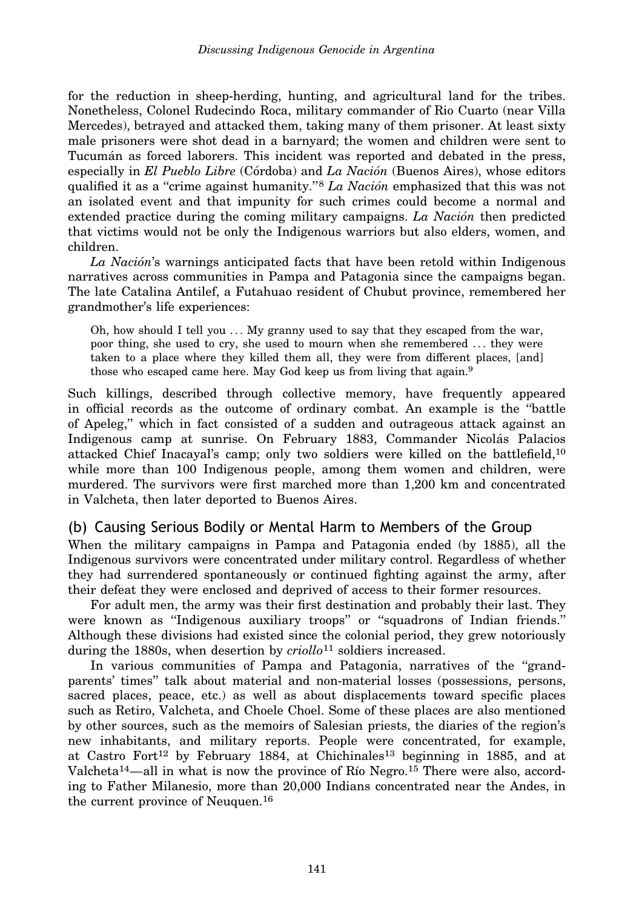for the reduction in sheep-herding, hunting, and agricultural land for the tribes. Nonetheless, Colonel Rudecindo Roca, military commander of Rio Cuarto (near Villa Mercedes), betrayed and attacked them, taking many of them prisoner. At least sixty male prisoners were shot dead in a barnyard; the women and children were sent to Tucumán as forced laborers. This incident was reported and debated in the press, especially in *El Pueblo Libre* (Córdoba) and *La Nación* (Buenos Aires), whose editors qualified it as a "crime against humanity."[8] *La Nación* emphasized that this was not an isolated event and that impunity for such crimes could become a normal and extended practice during the coming military campaigns. *La Nación* then predicted that victims would not be only the Indigenous warriors but also elders, women, and children.

*La Nación*'s warnings anticipated facts that have been retold within Indigenous narratives across communities in Pampa and Patagonia since the campaigns began. The late Catalina Antilef, a Futahuao resident of Chubut province, remembered her grandmother's life experiences:

> Oh, how should I tell you ... My granny used to say that they escaped from the war, poor thing, she used to cry, she used to mourn when she remembered ... they were taken to a place where they killed them all, they were from different places, [and] those who escaped came here. May God keep us from living that again.[9]

Such killings, described through collective memory, have frequently appeared in official records as the outcome of ordinary combat. An example is the "battle of Apeleg," which in fact consisted of a sudden and outrageous attack against an Indigenous camp at sunrise. On February 1883, Commander Nicolás Palacios attacked Chief Inacayal's camp; only two soldiers were killed on the battlefield,[10] while more than 100 Indigenous people, among them women and children, were murdered. The survivors were first marched more than 1,200 km and concentrated in Valcheta, then later deported to Buenos Aires.

## (b) Causing Serious Bodily or Mental Harm to Members of the Group

When the military campaigns in Pampa and Patagonia ended (by 1885), all the Indigenous survivors were concentrated under military control. Regardless of whether they had surrendered spontaneously or continued fighting against the army, after their defeat they were enclosed and deprived of access to their former resources.

For adult men, the army was their first destination and probably their last. They were known as "Indigenous auxiliary troops" or "squadrons of Indian friends." Although these divisions had existed since the colonial period, they grew notoriously during the 1880s, when desertion by *criollo*[11] soldiers increased.

In various communities of Pampa and Patagonia, narratives of the "grandparents' times" talk about material and non-material losses (possessions, persons, sacred places, peace, etc.) as well as about displacements toward specific places such as Retiro, Valcheta, and Choele Choel. Some of these places are also mentioned by other sources, such as the memoirs of Salesian priests, the diaries of the region's new inhabitants, and military reports. People were concentrated, for example, at Castro Fort[12] by February 1884, at Chichinales[13] beginning in 1885, and at Valcheta[14]—all in what is now the province of Río Negro.[15] There were also, according to Father Milanesio, more than 20,000 Indians concentrated near the Andes, in the current province of Neuquen.[16]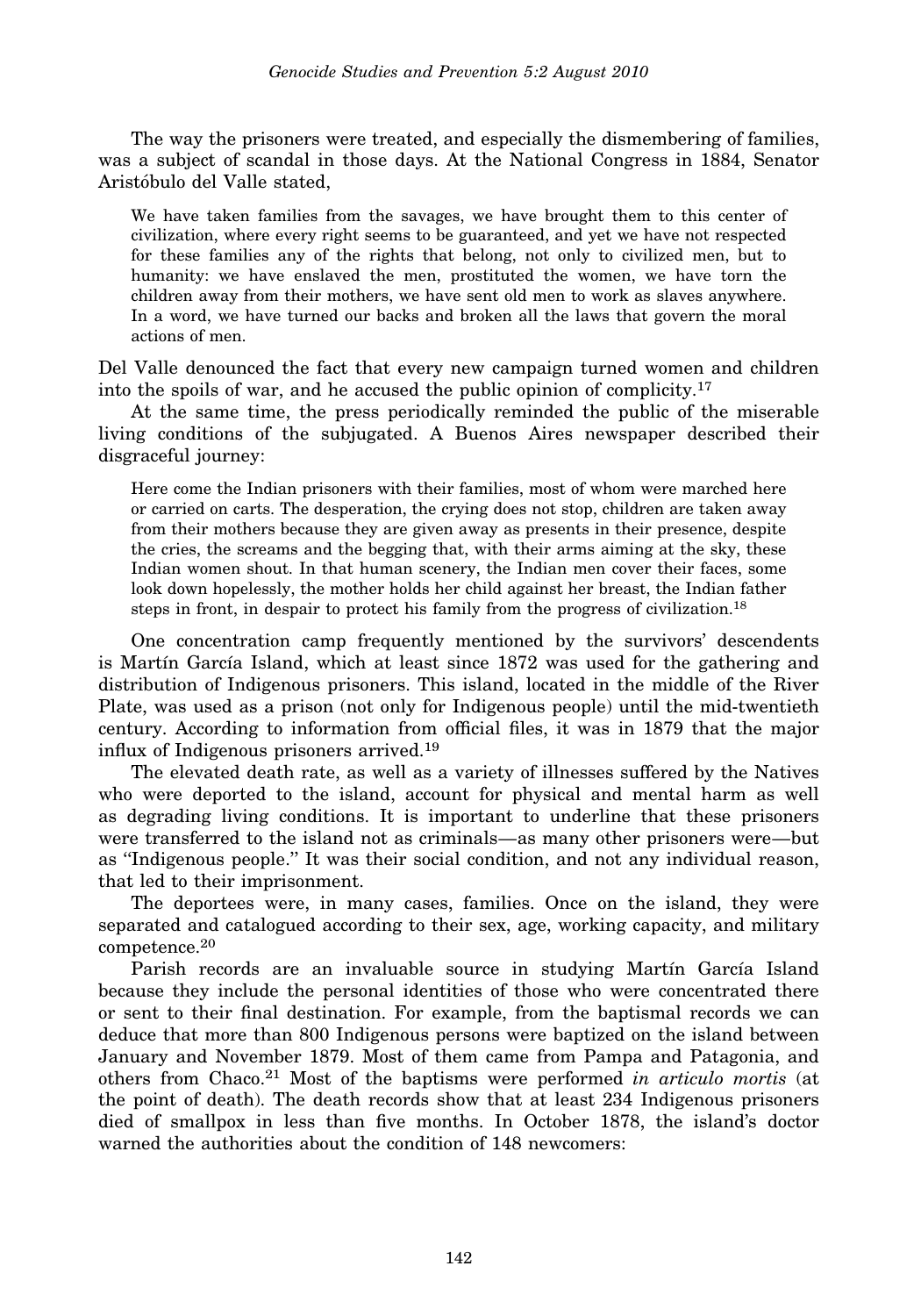The way the prisoners were treated, and especially the dismembering of families, was a subject of scandal in those days. At the National Congress in 1884, Senator Aristóbulo del Valle stated,

> We have taken families from the savages, we have brought them to this center of civilization, where every right seems to be guaranteed, and yet we have not respected for these families any of the rights that belong, not only to civilized men, but to humanity: we have enslaved the men, prostituted the women, we have torn the children away from their mothers, we have sent old men to work as slaves anywhere. In a word, we have turned our backs and broken all the laws that govern the moral actions of men.

Del Valle denounced the fact that every new campaign turned women and children into the spoils of war, and he accused the public opinion of complicity.[17]

At the same time, the press periodically reminded the public of the miserable living conditions of the subjugated. A Buenos Aires newspaper described their disgraceful journey:

> Here come the Indian prisoners with their families, most of whom were marched here or carried on carts. The desperation, the crying does not stop, children are taken away from their mothers because they are given away as presents in their presence, despite the cries, the screams and the begging that, with their arms aiming at the sky, these Indian women shout. In that human scenery, the Indian men cover their faces, some look down hopelessly, the mother holds her child against her breast, the Indian father steps in front, in despair to protect his family from the progress of civilization.[18]

One concentration camp frequently mentioned by the survivors' descendents is Martín García Island, which at least since 1872 was used for the gathering and distribution of Indigenous prisoners. This island, located in the middle of the River Plate, was used as a prison (not only for Indigenous people) until the mid-twentieth century. According to information from official files, it was in 1879 that the major influx of Indigenous prisoners arrived.[19]

The elevated death rate, as well as a variety of illnesses suffered by the Natives who were deported to the island, account for physical and mental harm as well as degrading living conditions. It is important to underline that these prisoners were transferred to the island not as criminals—as many other prisoners were—but as "Indigenous people." It was their social condition, and not any individual reason, that led to their imprisonment.

The deportees were, in many cases, families. Once on the island, they were separated and catalogued according to their sex, age, working capacity, and military competence.[20]

Parish records are an invaluable source in studying Martín García Island because they include the personal identities of those who were concentrated there or sent to their final destination. For example, from the baptismal records we can deduce that more than 800 Indigenous persons were baptized on the island between January and November 1879. Most of them came from Pampa and Patagonia, and others from Chaco.[21] Most of the baptisms were performed *in articulo mortis* (at the point of death). The death records show that at least 234 Indigenous prisoners died of smallpox in less than five months. In October 1878, the island's doctor warned the authorities about the condition of 148 newcomers: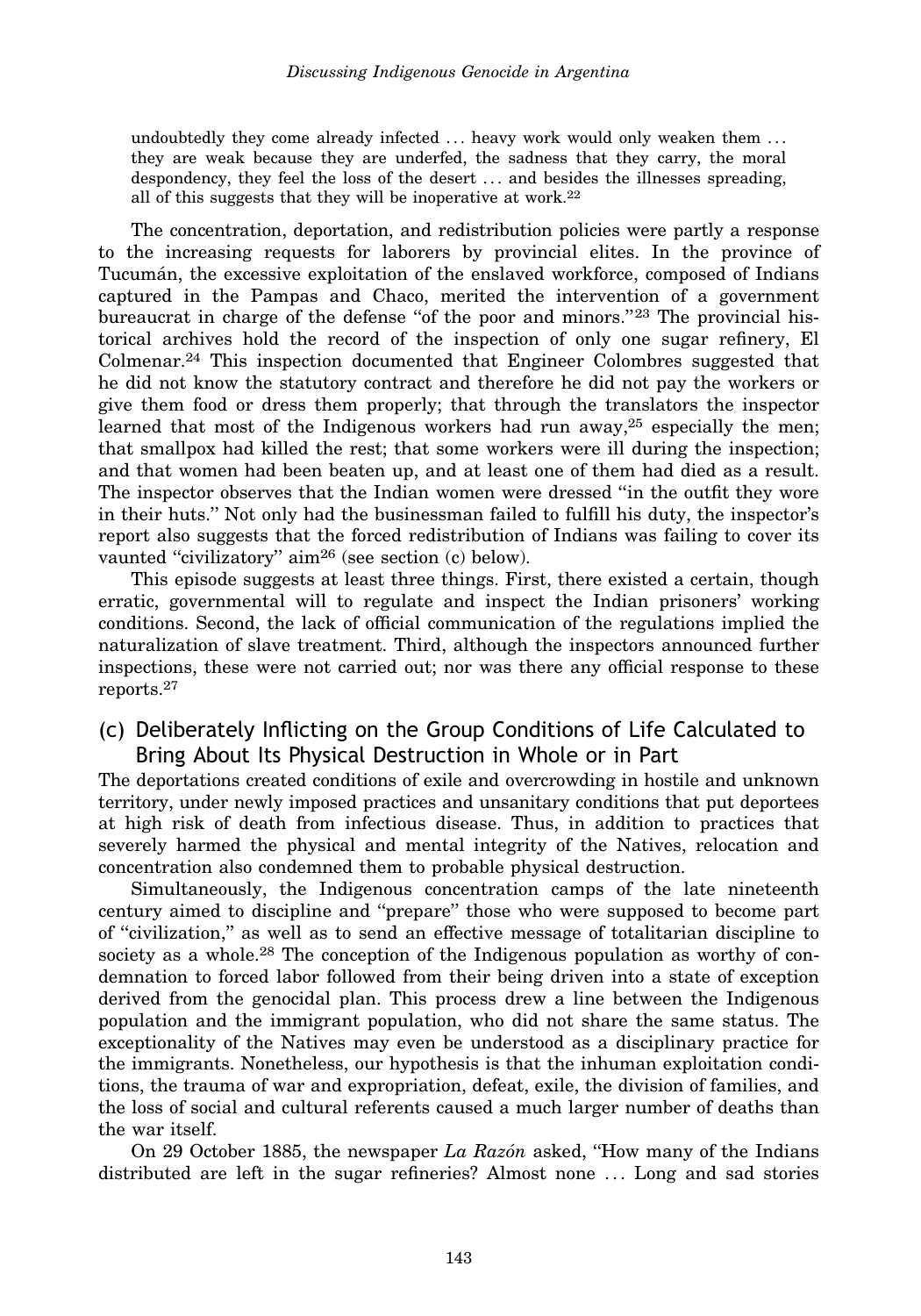> undoubtedly they come already infected ... heavy work would only weaken them ... they are weak because they are underfed, the sadness that they carry, the moral despondency, they feel the loss of the desert ... and besides the illnesses spreading, all of this suggests that they will be inoperative at work.[22]

The concentration, deportation, and redistribution policies were partly a response to the increasing requests for laborers by provincial elites. In the province of Tucumán, the excessive exploitation of the enslaved workforce, composed of Indians captured in the Pampas and Chaco, merited the intervention of a government bureaucrat in charge of the defense "of the poor and minors."[23] The provincial historical archives hold the record of the inspection of only one sugar refinery, El Colmenar.[24] This inspection documented that Engineer Colombres suggested that he did not know the statutory contract and therefore he did not pay the workers or give them food or dress them properly; that through the translators the inspector learned that most of the Indigenous workers had run away,[25] especially the men; that smallpox had killed the rest; that some workers were ill during the inspection; and that women had been beaten up, and at least one of them had died as a result. The inspector observes that the Indian women were dressed "in the outfit they wore in their huts." Not only had the businessman failed to fulfill his duty, the inspector's report also suggests that the forced redistribution of Indians was failing to cover its vaunted "civilizatory" aim[26] (see section (c) below).

This episode suggests at least three things. First, there existed a certain, though erratic, governmental will to regulate and inspect the Indian prisoners' working conditions. Second, the lack of official communication of the regulations implied the naturalization of slave treatment. Third, although the inspectors announced further inspections, these were not carried out; nor was there any official response to these reports.[27]

## (c) Deliberately Inflicting on the Group Conditions of Life Calculated to Bring About Its Physical Destruction in Whole or in Part

The deportations created conditions of exile and overcrowding in hostile and unknown territory, under newly imposed practices and unsanitary conditions that put deportees at high risk of death from infectious disease. Thus, in addition to practices that severely harmed the physical and mental integrity of the Natives, relocation and concentration also condemned them to probable physical destruction.

Simultaneously, the Indigenous concentration camps of the late nineteenth century aimed to discipline and "prepare" those who were supposed to become part of "civilization," as well as to send an effective message of totalitarian discipline to society as a whole.[28] The conception of the Indigenous population as worthy of condemnation to forced labor followed from their being driven into a state of exception derived from the genocidal plan. This process drew a line between the Indigenous population and the immigrant population, who did not share the same status. The exceptionality of the Natives may even be understood as a disciplinary practice for the immigrants. Nonetheless, our hypothesis is that the inhuman exploitation conditions, the trauma of war and expropriation, defeat, exile, the division of families, and the loss of social and cultural referents caused a much larger number of deaths than the war itself.

On 29 October 1885, the newspaper *La Razón* asked, "How many of the Indians distributed are left in the sugar refineries? Almost none ... Long and sad stories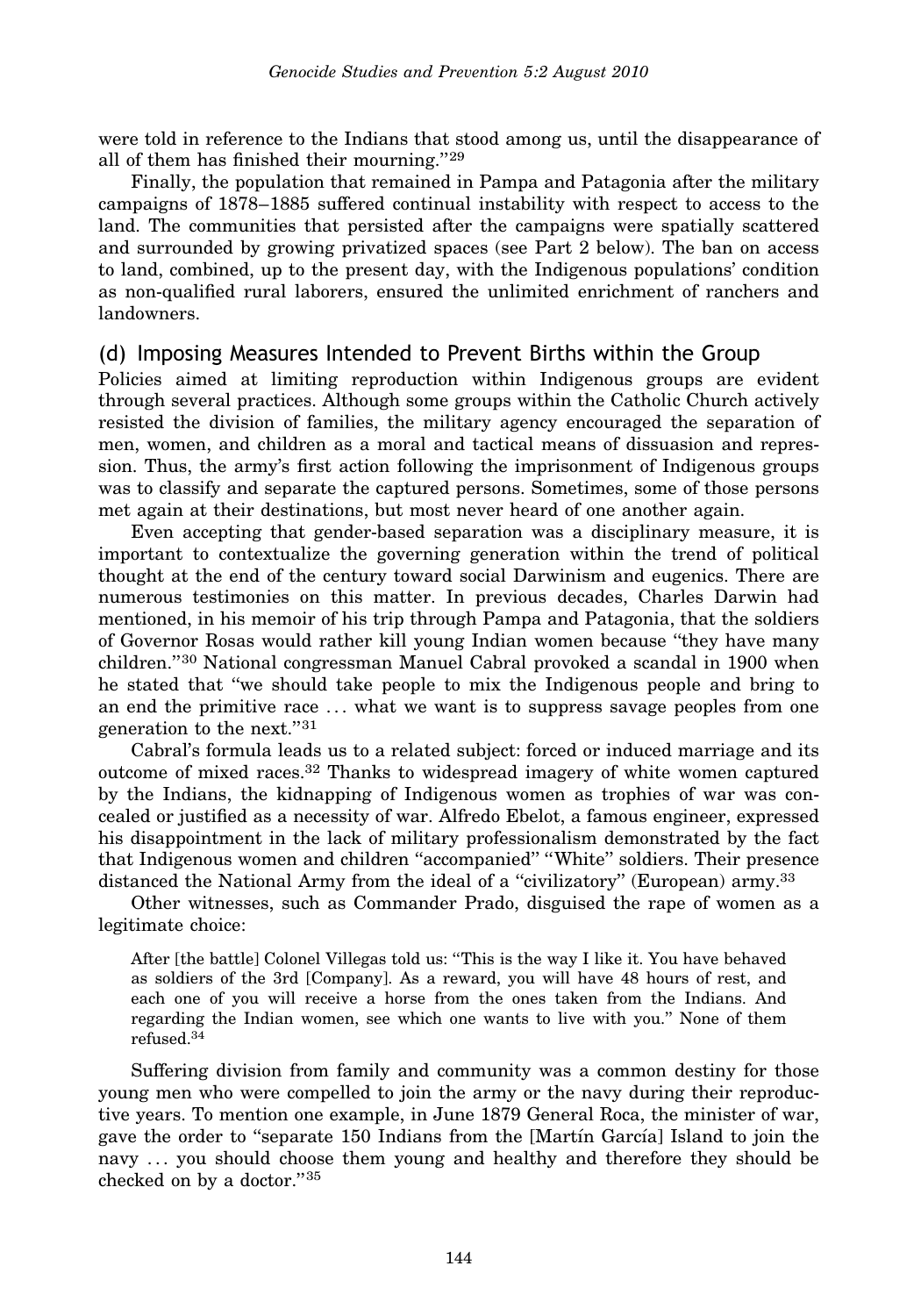were told in reference to the Indians that stood among us, until the disappearance of all of them has finished their mourning."[29]

Finally, the population that remained in Pampa and Patagonia after the military campaigns of 1878–1885 suffered continual instability with respect to access to the land. The communities that persisted after the campaigns were spatially scattered and surrounded by growing privatized spaces (see Part 2 below). The ban on access to land, combined, up to the present day, with the Indigenous populations' condition as non-qualified rural laborers, ensured the unlimited enrichment of ranchers and landowners.

## (d) Imposing Measures Intended to Prevent Births within the Group

Policies aimed at limiting reproduction within Indigenous groups are evident through several practices. Although some groups within the Catholic Church actively resisted the division of families, the military agency encouraged the separation of men, women, and children as a moral and tactical means of dissuasion and repression. Thus, the army's first action following the imprisonment of Indigenous groups was to classify and separate the captured persons. Sometimes, some of those persons met again at their destinations, but most never heard of one another again.

Even accepting that gender-based separation was a disciplinary measure, it is important to contextualize the governing generation within the trend of political thought at the end of the century toward social Darwinism and eugenics. There are numerous testimonies on this matter. In previous decades, Charles Darwin had mentioned, in his memoir of his trip through Pampa and Patagonia, that the soldiers of Governor Rosas would rather kill young Indian women because "they have many children."[30] National congressman Manuel Cabral provoked a scandal in 1900 when he stated that "we should take people to mix the Indigenous people and bring to an end the primitive race ... what we want is to suppress savage peoples from one generation to the next."[31]

Cabral's formula leads us to a related subject: forced or induced marriage and its outcome of mixed races.[32] Thanks to widespread imagery of white women captured by the Indians, the kidnapping of Indigenous women as trophies of war was concealed or justified as a necessity of war. Alfredo Ebelot, a famous engineer, expressed his disappointment in the lack of military professionalism demonstrated by the fact that Indigenous women and children "accompanied" "White" soldiers. Their presence distanced the National Army from the ideal of a "civilizatory" (European) army.[33]

Other witnesses, such as Commander Prado, disguised the rape of women as a legitimate choice:

> After [the battle] Colonel Villegas told us: "This is the way I like it. You have behaved as soldiers of the 3rd [Company]. As a reward, you will have 48 hours of rest, and each one of you will receive a horse from the ones taken from the Indians. And regarding the Indian women, see which one wants to live with you." None of them refused.[34]

Suffering division from family and community was a common destiny for those young men who were compelled to join the army or the navy during their reproductive years. To mention one example, in June 1879 General Roca, the minister of war, gave the order to "separate 150 Indians from the [Martín García] Island to join the navy ... you should choose them young and healthy and therefore they should be checked on by a doctor."[35]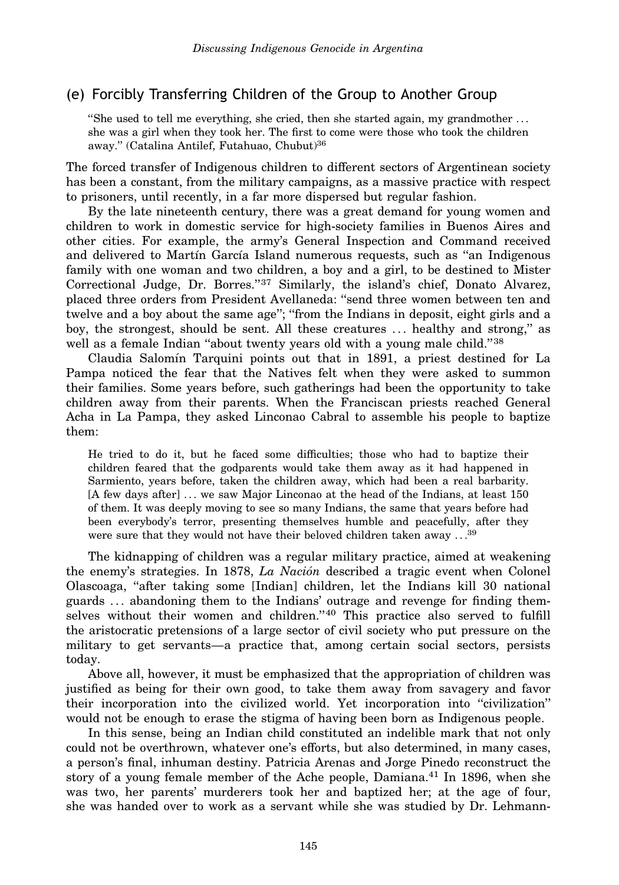## (e) Forcibly Transferring Children of the Group to Another Group

> "She used to tell me everything, she cried, then she started again, my grandmother ... she was a girl when they took her. The first to come were those who took the children away." (Catalina Antilef, Futahuao, Chubut)[36]

The forced transfer of Indigenous children to different sectors of Argentinean society has been a constant, from the military campaigns, as a massive practice with respect to prisoners, until recently, in a far more dispersed but regular fashion.

By the late nineteenth century, there was a great demand for young women and children to work in domestic service for high-society families in Buenos Aires and other cities. For example, the army's General Inspection and Command received and delivered to Martín García Island numerous requests, such as "an Indigenous family with one woman and two children, a boy and a girl, to be destined to Mister Correctional Judge, Dr. Borres."[37] Similarly, the island's chief, Donato Alvarez, placed three orders from President Avellaneda: "send three women between ten and twelve and a boy about the same age"; "from the Indians in deposit, eight girls and a boy, the strongest, should be sent. All these creatures ... healthy and strong," as well as a female Indian "about twenty years old with a young male child."[38]

Claudia Salomín Tarquini points out that in 1891, a priest destined for La Pampa noticed the fear that the Natives felt when they were asked to summon their families. Some years before, such gatherings had been the opportunity to take children away from their parents. When the Franciscan priests reached General Acha in La Pampa, they asked Linconao Cabral to assemble his people to baptize them:

> He tried to do it, but he faced some difficulties; those who had to baptize their children feared that the godparents would take them away as it had happened in Sarmiento, years before, taken the children away, which had been a real barbarity. [A few days after] ... we saw Major Linconao at the head of the Indians, at least 150 of them. It was deeply moving to see so many Indians, the same that years before had been everybody's terror, presenting themselves humble and peacefully, after they were sure that they would not have their beloved children taken away ...[39]

The kidnapping of children was a regular military practice, aimed at weakening the enemy's strategies. In 1878, *La Nación* described a tragic event when Colonel Olascoaga, "after taking some [Indian] children, let the Indians kill 30 national guards ... abandoning them to the Indians' outrage and revenge for finding themselves without their women and children."[40] This practice also served to fulfill the aristocratic pretensions of a large sector of civil society who put pressure on the military to get servants—a practice that, among certain social sectors, persists today.

Above all, however, it must be emphasized that the appropriation of children was justified as being for their own good, to take them away from savagery and favor their incorporation into the civilized world. Yet incorporation into "civilization" would not be enough to erase the stigma of having been born as Indigenous people.

In this sense, being an Indian child constituted an indelible mark that not only could not be overthrown, whatever one's efforts, but also determined, in many cases, a person's final, inhuman destiny. Patricia Arenas and Jorge Pinedo reconstruct the story of a young female member of the Ache people, Damiana.[41] In 1896, when she was two, her parents' murderers took her and baptized her; at the age of four, she was handed over to work as a servant while she was studied by Dr. Lehmann-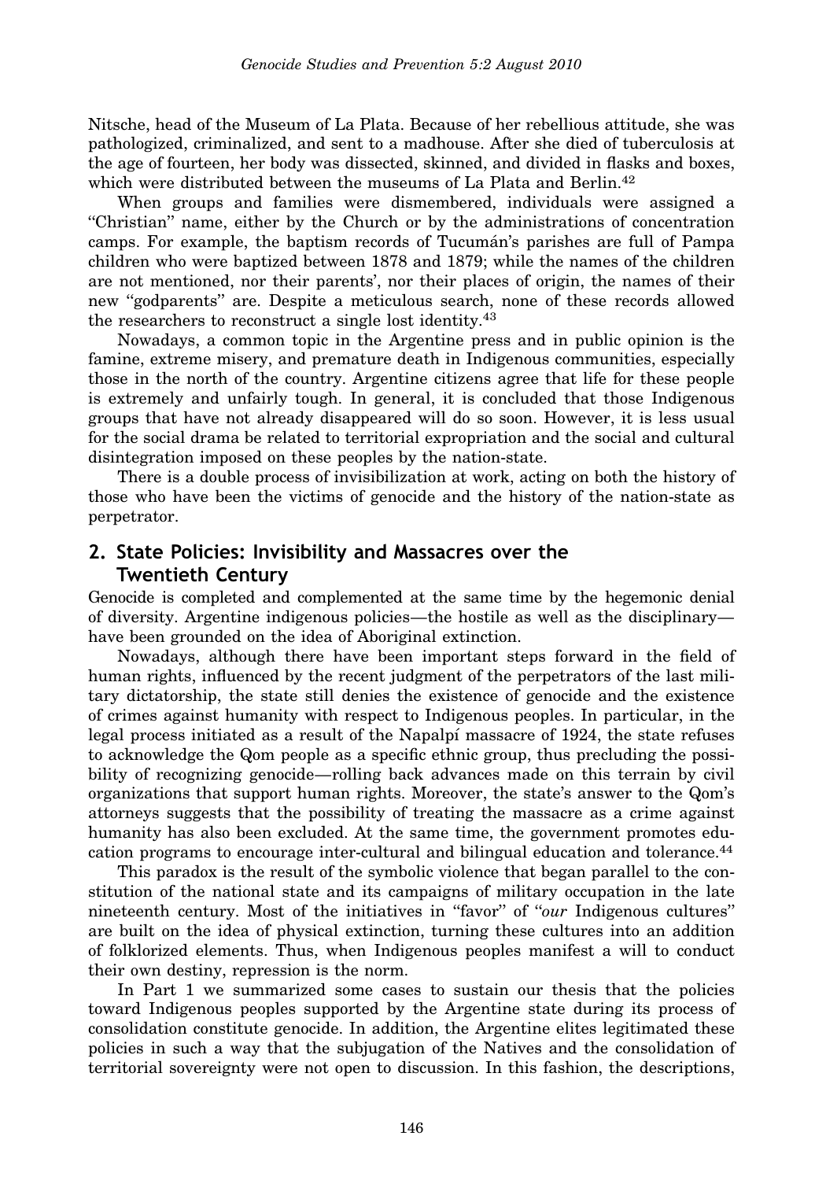Nitsche, head of the Museum of La Plata. Because of her rebellious attitude, she was pathologized, criminalized, and sent to a madhouse. After she died of tuberculosis at the age of fourteen, her body was dissected, skinned, and divided in flasks and boxes, which were distributed between the museums of La Plata and Berlin.[42]

When groups and families were dismembered, individuals were assigned a "Christian" name, either by the Church or by the administrations of concentration camps. For example, the baptism records of Tucumán's parishes are full of Pampa children who were baptized between 1878 and 1879; while the names of the children are not mentioned, nor their parents', nor their places of origin, the names of their new "godparents" are. Despite a meticulous search, none of these records allowed the researchers to reconstruct a single lost identity.[43]

Nowadays, a common topic in the Argentine press and in public opinion is the famine, extreme misery, and premature death in Indigenous communities, especially those in the north of the country. Argentine citizens agree that life for these people is extremely and unfairly tough. In general, it is concluded that those Indigenous groups that have not already disappeared will do so soon. However, it is less usual for the social drama be related to territorial expropriation and the social and cultural disintegration imposed on these peoples by the nation-state.

There is a double process of invisibilization at work, acting on both the history of those who have been the victims of genocide and the history of the nation-state as perpetrator.

## 2. State Policies: Invisibility and Massacres over the Twentieth Century

Genocide is completed and complemented at the same time by the hegemonic denial of diversity. Argentine indigenous policies—the hostile as well as the disciplinary—have been grounded on the idea of Aboriginal extinction.

Nowadays, although there have been important steps forward in the field of human rights, influenced by the recent judgment of the perpetrators of the last military dictatorship, the state still denies the existence of genocide and the existence of crimes against humanity with respect to Indigenous peoples. In particular, in the legal process initiated as a result of the Napalpí massacre of 1924, the state refuses to acknowledge the Qom people as a specific ethnic group, thus precluding the possibility of recognizing genocide—rolling back advances made on this terrain by civil organizations that support human rights. Moreover, the state's answer to the Qom's attorneys suggests that the possibility of treating the massacre as a crime against humanity has also been excluded. At the same time, the government promotes education programs to encourage inter-cultural and bilingual education and tolerance.[44]

This paradox is the result of the symbolic violence that began parallel to the constitution of the national state and its campaigns of military occupation in the late nineteenth century. Most of the initiatives in "favor" of "*our* Indigenous cultures" are built on the idea of physical extinction, turning these cultures into an addition of folklorized elements. Thus, when Indigenous peoples manifest a will to conduct their own destiny, repression is the norm.

In Part 1 we summarized some cases to sustain our thesis that the policies toward Indigenous peoples supported by the Argentine state during its process of consolidation constitute genocide. In addition, the Argentine elites legitimated these policies in such a way that the subjugation of the Natives and the consolidation of territorial sovereignty were not open to discussion. In this fashion, the descriptions,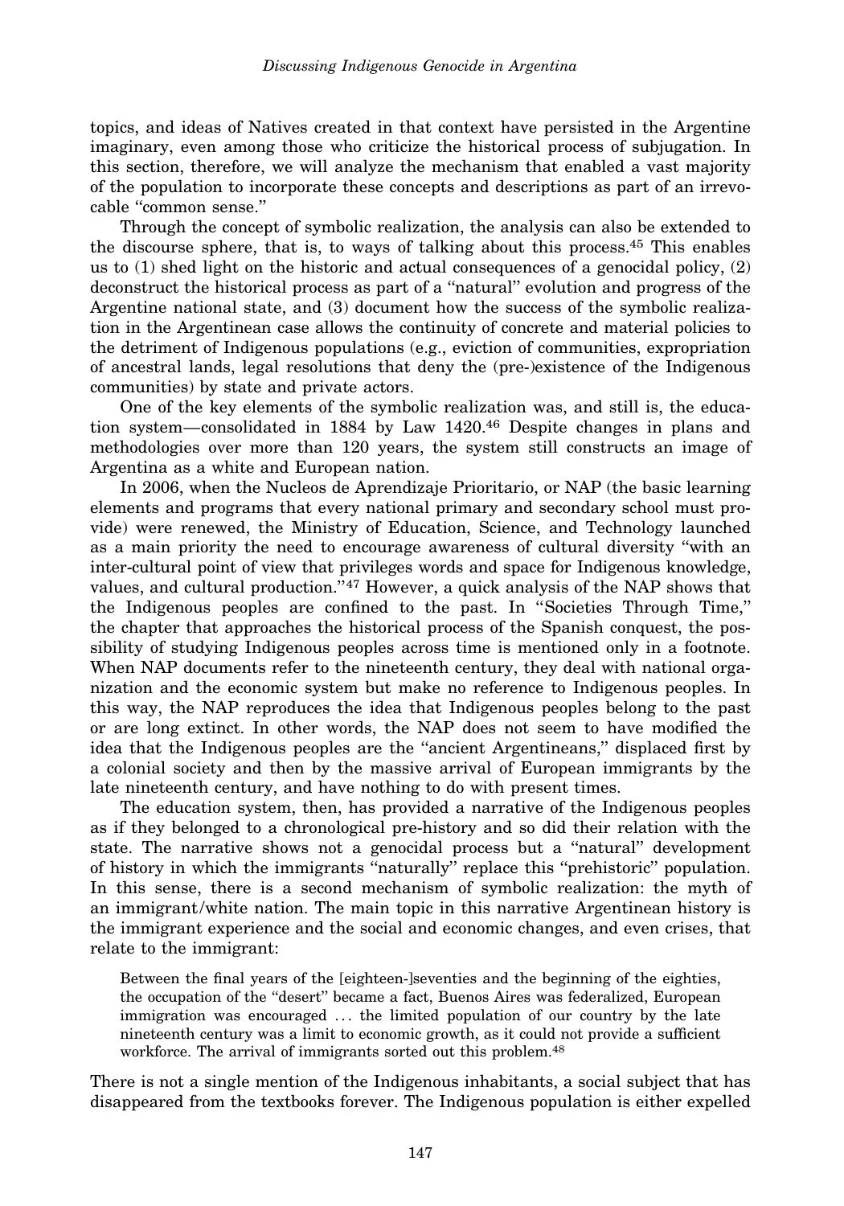topics, and ideas of Natives created in that context have persisted in the Argentine imaginary, even among those who criticize the historical process of subjugation. In this section, therefore, we will analyze the mechanism that enabled a vast majority of the population to incorporate these concepts and descriptions as part of an irrevocable "common sense."

Through the concept of symbolic realization, the analysis can also be extended to the discourse sphere, that is, to ways of talking about this process.[45] This enables us to (1) shed light on the historic and actual consequences of a genocidal policy, (2) deconstruct the historical process as part of a "natural" evolution and progress of the Argentine national state, and (3) document how the success of the symbolic realization in the Argentinean case allows the continuity of concrete and material policies to the detriment of Indigenous populations (e.g., eviction of communities, expropriation of ancestral lands, legal resolutions that deny the (pre-)existence of the Indigenous communities) by state and private actors.

One of the key elements of the symbolic realization was, and still is, the education system—consolidated in 1884 by Law 1420.[46] Despite changes in plans and methodologies over more than 120 years, the system still constructs an image of Argentina as a white and European nation.

In 2006, when the Nucleos de Aprendizaje Prioritario, or NAP (the basic learning elements and programs that every national primary and secondary school must provide) were renewed, the Ministry of Education, Science, and Technology launched as a main priority the need to encourage awareness of cultural diversity "with an inter-cultural point of view that privileges words and space for Indigenous knowledge, values, and cultural production."[47] However, a quick analysis of the NAP shows that the Indigenous peoples are confined to the past. In "Societies Through Time," the chapter that approaches the historical process of the Spanish conquest, the possibility of studying Indigenous peoples across time is mentioned only in a footnote. When NAP documents refer to the nineteenth century, they deal with national organization and the economic system but make no reference to Indigenous peoples. In this way, the NAP reproduces the idea that Indigenous peoples belong to the past or are long extinct. In other words, the NAP does not seem to have modified the idea that the Indigenous peoples are the "ancient Argentineans," displaced first by a colonial society and then by the massive arrival of European immigrants by the late nineteenth century, and have nothing to do with present times.

The education system, then, has provided a narrative of the Indigenous peoples as if they belonged to a chronological pre-history and so did their relation with the state. The narrative shows not a genocidal process but a "natural" development of history in which the immigrants "naturally" replace this "prehistoric" population. In this sense, there is a second mechanism of symbolic realization: the myth of an immigrant/white nation. The main topic in this narrative Argentinean history is the immigrant experience and the social and economic changes, and even crises, that relate to the immigrant:

> Between the final years of the [eighteen-]seventies and the beginning of the eighties, the occupation of the "desert" became a fact, Buenos Aires was federalized, European immigration was encouraged ... the limited population of our country by the late nineteenth century was a limit to economic growth, as it could not provide a sufficient workforce. The arrival of immigrants sorted out this problem.[48]

There is not a single mention of the Indigenous inhabitants, a social subject that has disappeared from the textbooks forever. The Indigenous population is either expelled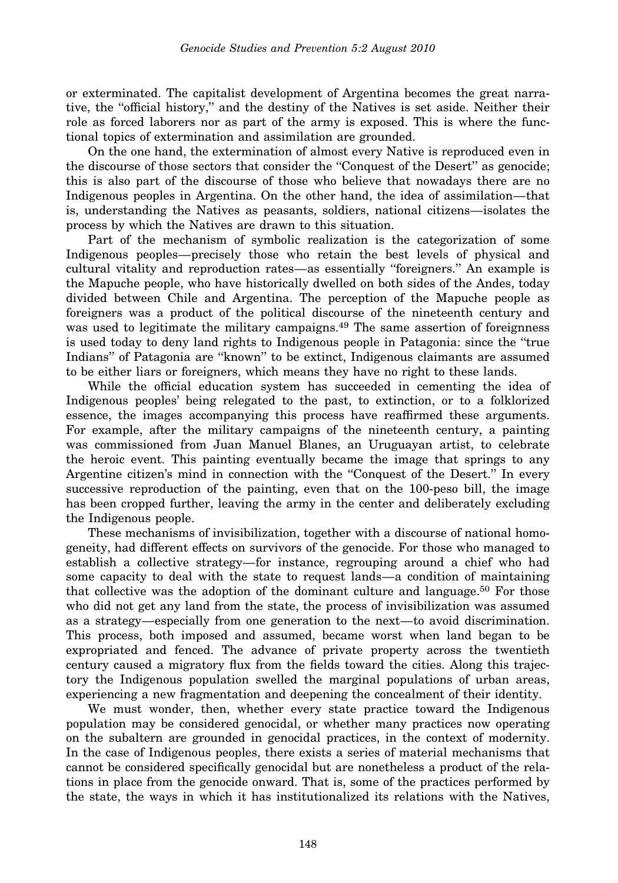or exterminated. The capitalist development of Argentina becomes the great narrative, the "official history," and the destiny of the Natives is set aside. Neither their role as forced laborers nor as part of the army is exposed. This is where the functional topics of extermination and assimilation are grounded.

On the one hand, the extermination of almost every Native is reproduced even in the discourse of those sectors that consider the "Conquest of the Desert" as genocide; this is also part of the discourse of those who believe that nowadays there are no Indigenous peoples in Argentina. On the other hand, the idea of assimilation—that is, understanding the Natives as peasants, soldiers, national citizens—isolates the process by which the Natives are drawn to this situation.

Part of the mechanism of symbolic realization is the categorization of some Indigenous peoples—precisely those who retain the best levels of physical and cultural vitality and reproduction rates—as essentially "foreigners." An example is the Mapuche people, who have historically dwelled on both sides of the Andes, today divided between Chile and Argentina. The perception of the Mapuche people as foreigners was a product of the political discourse of the nineteenth century and was used to legitimate the military campaigns.[49] The same assertion of foreignness is used today to deny land rights to Indigenous people in Patagonia: since the "true Indians" of Patagonia are "known" to be extinct, Indigenous claimants are assumed to be either liars or foreigners, which means they have no right to these lands.

While the official education system has succeeded in cementing the idea of Indigenous peoples' being relegated to the past, to extinction, or to a folklorized essence, the images accompanying this process have reaffirmed these arguments. For example, after the military campaigns of the nineteenth century, a painting was commissioned from Juan Manuel Blanes, an Uruguayan artist, to celebrate the heroic event. This painting eventually became the image that springs to any Argentine citizen's mind in connection with the "Conquest of the Desert." In every successive reproduction of the painting, even that on the 100-peso bill, the image has been cropped further, leaving the army in the center and deliberately excluding the Indigenous people.

These mechanisms of invisibilization, together with a discourse of national homogeneity, had different effects on survivors of the genocide. For those who managed to establish a collective strategy—for instance, regrouping around a chief who had some capacity to deal with the state to request lands—a condition of maintaining that collective was the adoption of the dominant culture and language.[50] For those who did not get any land from the state, the process of invisibilization was assumed as a strategy—especially from one generation to the next—to avoid discrimination. This process, both imposed and assumed, became worst when land began to be expropriated and fenced. The advance of private property across the twentieth century caused a migratory flux from the fields toward the cities. Along this trajectory the Indigenous population swelled the marginal populations of urban areas, experiencing a new fragmentation and deepening the concealment of their identity.

We must wonder, then, whether every state practice toward the Indigenous population may be considered genocidal, or whether many practices now operating on the subaltern are grounded in genocidal practices, in the context of modernity. In the case of Indigenous peoples, there exists a series of material mechanisms that cannot be considered specifically genocidal but are nonetheless a product of the relations in place from the genocide onward. That is, some of the practices performed by the state, the ways in which it has institutionalized its relations with the Natives,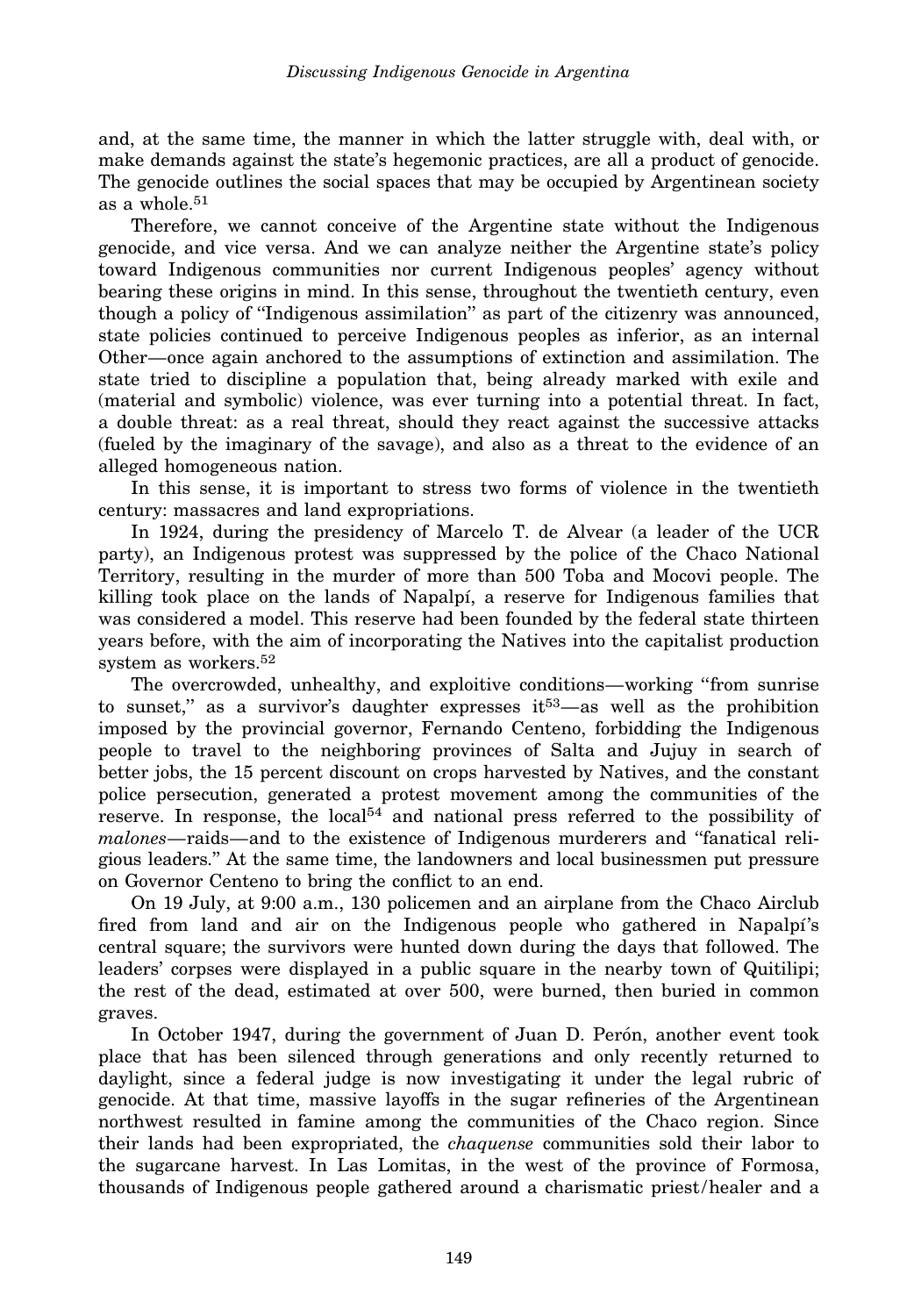and, at the same time, the manner in which the latter struggle with, deal with, or make demands against the state's hegemonic practices, are all a product of genocide. The genocide outlines the social spaces that may be occupied by Argentinean society as a whole.[51]

Therefore, we cannot conceive of the Argentine state without the Indigenous genocide, and vice versa. And we can analyze neither the Argentine state's policy toward Indigenous communities nor current Indigenous peoples' agency without bearing these origins in mind. In this sense, throughout the twentieth century, even though a policy of "Indigenous assimilation" as part of the citizenry was announced, state policies continued to perceive Indigenous peoples as inferior, as an internal Other—once again anchored to the assumptions of extinction and assimilation. The state tried to discipline a population that, being already marked with exile and (material and symbolic) violence, was ever turning into a potential threat. In fact, a double threat: as a real threat, should they react against the successive attacks (fueled by the imaginary of the savage), and also as a threat to the evidence of an alleged homogeneous nation.

In this sense, it is important to stress two forms of violence in the twentieth century: massacres and land expropriations.

In 1924, during the presidency of Marcelo T. de Alvear (a leader of the UCR party), an Indigenous protest was suppressed by the police of the Chaco National Territory, resulting in the murder of more than 500 Toba and Mocovi people. The killing took place on the lands of Napalpí, a reserve for Indigenous families that was considered a model. This reserve had been founded by the federal state thirteen years before, with the aim of incorporating the Natives into the capitalist production system as workers.[52]

The overcrowded, unhealthy, and exploitive conditions—working "from sunrise to sunset," as a survivor's daughter expresses it[53]—as well as the prohibition imposed by the provincial governor, Fernando Centeno, forbidding the Indigenous people to travel to the neighboring provinces of Salta and Jujuy in search of better jobs, the 15 percent discount on crops harvested by Natives, and the constant police persecution, generated a protest movement among the communities of the reserve. In response, the local[54] and national press referred to the possibility of *malones*—raids—and to the existence of Indigenous murderers and "fanatical religious leaders." At the same time, the landowners and local businessmen put pressure on Governor Centeno to bring the conflict to an end.

On 19 July, at 9:00 a.m., 130 policemen and an airplane from the Chaco Airclub fired from land and air on the Indigenous people who gathered in Napalpí's central square; the survivors were hunted down during the days that followed. The leaders' corpses were displayed in a public square in the nearby town of Quitilipi; the rest of the dead, estimated at over 500, were burned, then buried in common graves.

In October 1947, during the government of Juan D. Perón, another event took place that has been silenced through generations and only recently returned to daylight, since a federal judge is now investigating it under the legal rubric of genocide. At that time, massive layoffs in the sugar refineries of the Argentinean northwest resulted in famine among the communities of the Chaco region. Since their lands had been expropriated, the *chaquense* communities sold their labor to the sugarcane harvest. In Las Lomitas, in the west of the province of Formosa, thousands of Indigenous people gathered around a charismatic priest/healer and a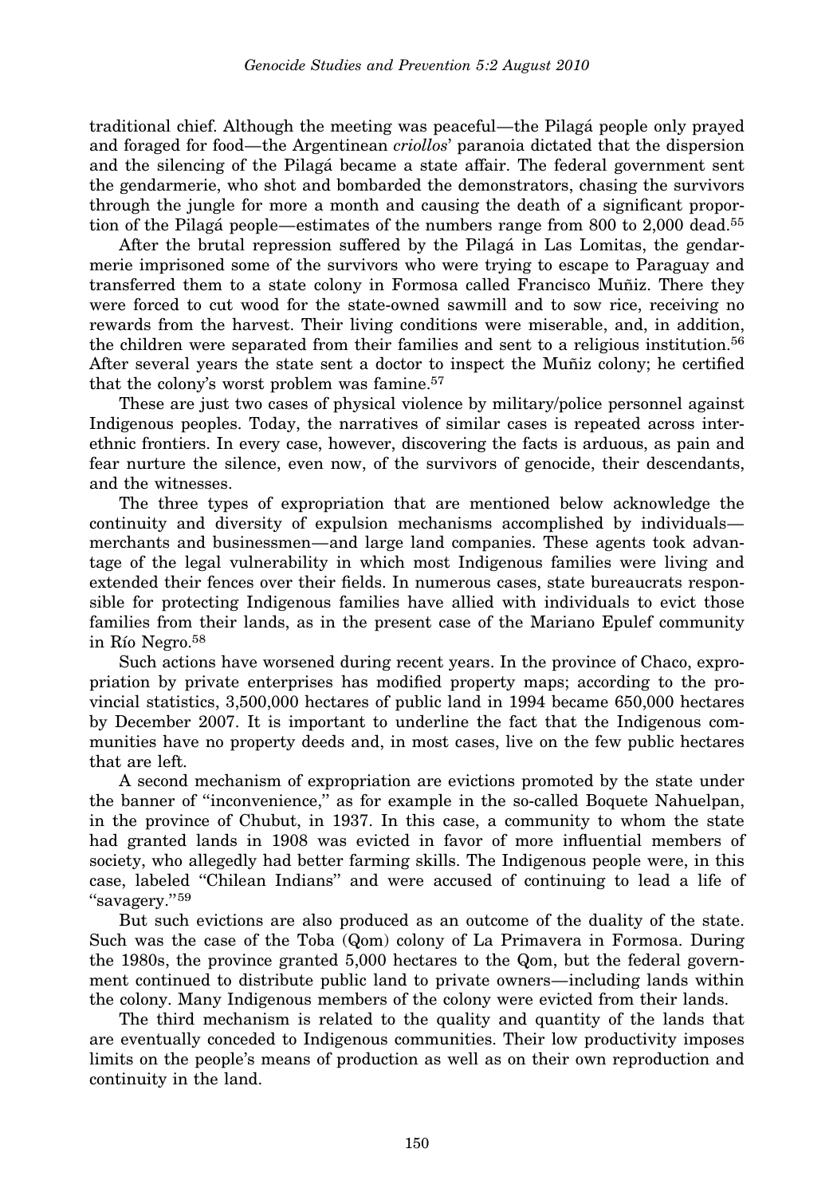traditional chief. Although the meeting was peaceful—the Pilagá people only prayed and foraged for food—the Argentinean *criollos*' paranoia dictated that the dispersion and the silencing of the Pilagá became a state affair. The federal government sent the gendarmerie, who shot and bombarded the demonstrators, chasing the survivors through the jungle for more a month and causing the death of a significant proportion of the Pilagá people—estimates of the numbers range from 800 to 2,000 dead.[55]

After the brutal repression suffered by the Pilagá in Las Lomitas, the gendarmerie imprisoned some of the survivors who were trying to escape to Paraguay and transferred them to a state colony in Formosa called Francisco Muñiz. There they were forced to cut wood for the state-owned sawmill and to sow rice, receiving no rewards from the harvest. Their living conditions were miserable, and, in addition, the children were separated from their families and sent to a religious institution.[56] After several years the state sent a doctor to inspect the Muñiz colony; he certified that the colony's worst problem was famine.[57]

These are just two cases of physical violence by military/police personnel against Indigenous peoples. Today, the narratives of similar cases is repeated across interethnic frontiers. In every case, however, discovering the facts is arduous, as pain and fear nurture the silence, even now, of the survivors of genocide, their descendants, and the witnesses.

The three types of expropriation that are mentioned below acknowledge the continuity and diversity of expulsion mechanisms accomplished by individuals—merchants and businessmen—and large land companies. These agents took advantage of the legal vulnerability in which most Indigenous families were living and extended their fences over their fields. In numerous cases, state bureaucrats responsible for protecting Indigenous families have allied with individuals to evict those families from their lands, as in the present case of the Mariano Epulef community in Río Negro.[58]

Such actions have worsened during recent years. In the province of Chaco, expropriation by private enterprises has modified property maps; according to the provincial statistics, 3,500,000 hectares of public land in 1994 became 650,000 hectares by December 2007. It is important to underline the fact that the Indigenous communities have no property deeds and, in most cases, live on the few public hectares that are left.

A second mechanism of expropriation are evictions promoted by the state under the banner of "inconvenience," as for example in the so-called Boquete Nahuelpan, in the province of Chubut, in 1937. In this case, a community to whom the state had granted lands in 1908 was evicted in favor of more influential members of society, who allegedly had better farming skills. The Indigenous people were, in this case, labeled "Chilean Indians" and were accused of continuing to lead a life of "savagery."[59]

But such evictions are also produced as an outcome of the duality of the state. Such was the case of the Toba (Qom) colony of La Primavera in Formosa. During the 1980s, the province granted 5,000 hectares to the Qom, but the federal government continued to distribute public land to private owners—including lands within the colony. Many Indigenous members of the colony were evicted from their lands.

The third mechanism is related to the quality and quantity of the lands that are eventually conceded to Indigenous communities. Their low productivity imposes limits on the people's means of production as well as on their own reproduction and continuity in the land.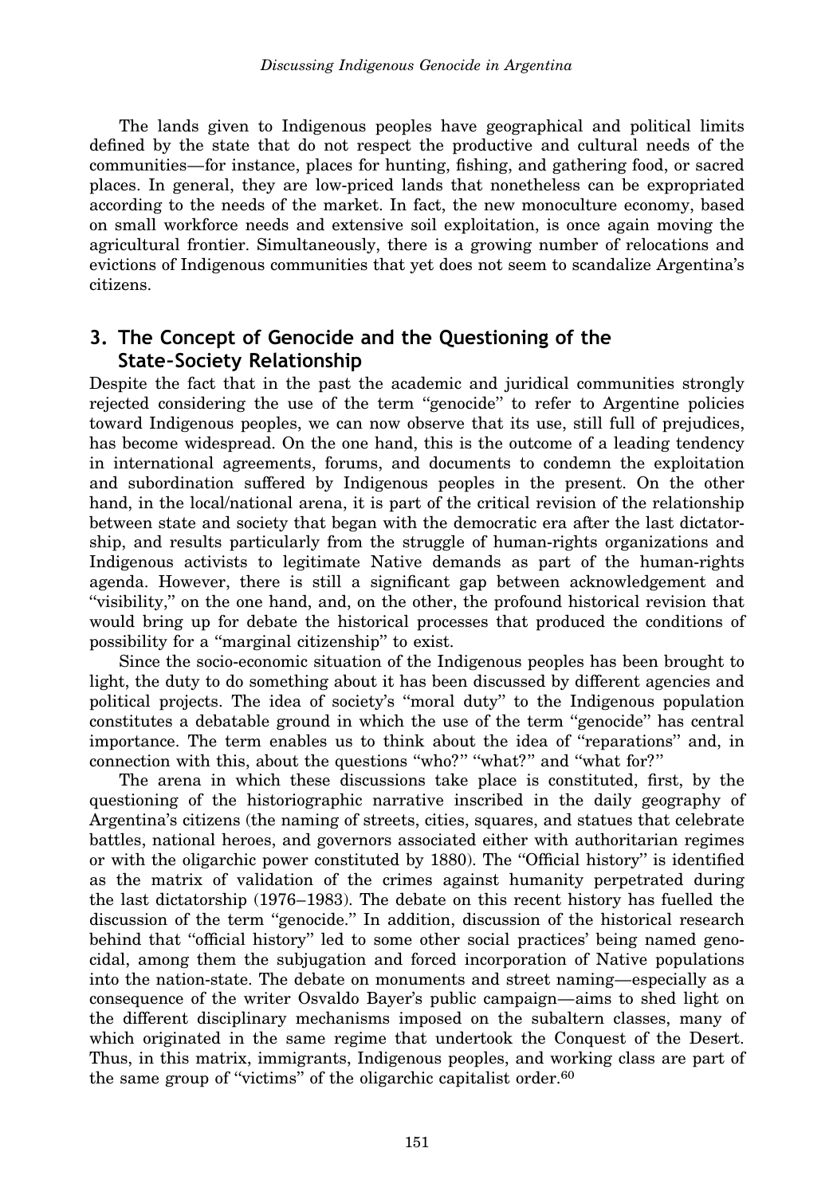The lands given to Indigenous peoples have geographical and political limits defined by the state that do not respect the productive and cultural needs of the communities—for instance, places for hunting, fishing, and gathering food, or sacred places. In general, they are low-priced lands that nonetheless can be expropriated according to the needs of the market. In fact, the new monoculture economy, based on small workforce needs and extensive soil exploitation, is once again moving the agricultural frontier. Simultaneously, there is a growing number of relocations and evictions of Indigenous communities that yet does not seem to scandalize Argentina's citizens.

## 3. The Concept of Genocide and the Questioning of the State–Society Relationship

Despite the fact that in the past the academic and juridical communities strongly rejected considering the use of the term "genocide" to refer to Argentine policies toward Indigenous peoples, we can now observe that its use, still full of prejudices, has become widespread. On the one hand, this is the outcome of a leading tendency in international agreements, forums, and documents to condemn the exploitation and subordination suffered by Indigenous peoples in the present. On the other hand, in the local/national arena, it is part of the critical revision of the relationship between state and society that began with the democratic era after the last dictatorship, and results particularly from the struggle of human-rights organizations and Indigenous activists to legitimate Native demands as part of the human-rights agenda. However, there is still a significant gap between acknowledgement and "visibility," on the one hand, and, on the other, the profound historical revision that would bring up for debate the historical processes that produced the conditions of possibility for a "marginal citizenship" to exist.

Since the socio-economic situation of the Indigenous peoples has been brought to light, the duty to do something about it has been discussed by different agencies and political projects. The idea of society's "moral duty" to the Indigenous population constitutes a debatable ground in which the use of the term "genocide" has central importance. The term enables us to think about the idea of "reparations" and, in connection with this, about the questions "who?" "what?" and "what for?"

The arena in which these discussions take place is constituted, first, by the questioning of the historiographic narrative inscribed in the daily geography of Argentina's citizens (the naming of streets, cities, squares, and statues that celebrate battles, national heroes, and governors associated either with authoritarian regimes or with the oligarchic power constituted by 1880). The "Official history" is identified as the matrix of validation of the crimes against humanity perpetrated during the last dictatorship (1976–1983). The debate on this recent history has fuelled the discussion of the term "genocide." In addition, discussion of the historical research behind that "official history" led to some other social practices' being named genocidal, among them the subjugation and forced incorporation of Native populations into the nation-state. The debate on monuments and street naming—especially as a consequence of the writer Osvaldo Bayer's public campaign—aims to shed light on the different disciplinary mechanisms imposed on the subaltern classes, many of which originated in the same regime that undertook the Conquest of the Desert. Thus, in this matrix, immigrants, Indigenous peoples, and working class are part of the same group of "victims" of the oligarchic capitalist order.[60]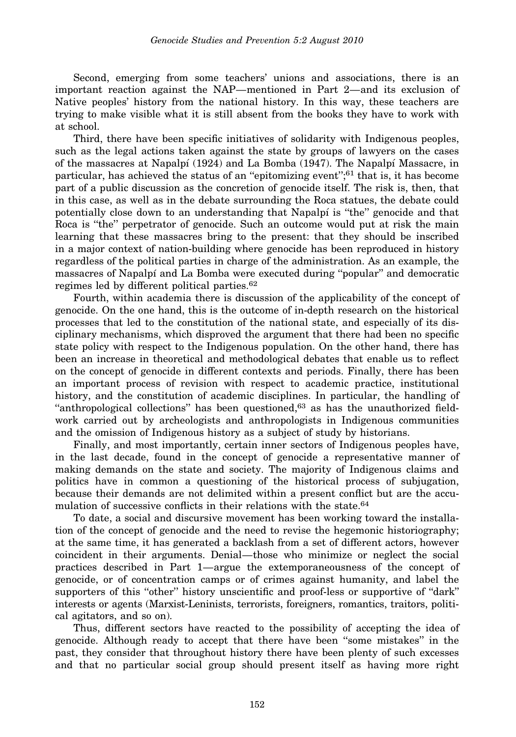Second, emerging from some teachers' unions and associations, there is an important reaction against the NAP—mentioned in Part 2—and its exclusion of Native peoples' history from the national history. In this way, these teachers are trying to make visible what it is still absent from the books they have to work with at school.

Third, there have been specific initiatives of solidarity with Indigenous peoples, such as the legal actions taken against the state by groups of lawyers on the cases of the massacres at Napalpí (1924) and La Bomba (1947). The Napalpí Massacre, in particular, has achieved the status of an "epitomizing event";[61] that is, it has become part of a public discussion as the concretion of genocide itself. The risk is, then, that in this case, as well as in the debate surrounding the Roca statues, the debate could potentially close down to an understanding that Napalpí is "the" genocide and that Roca is "the" perpetrator of genocide. Such an outcome would put at risk the main learning that these massacres bring to the present: that they should be inscribed in a major context of nation-building where genocide has been reproduced in history regardless of the political parties in charge of the administration. As an example, the massacres of Napalpí and La Bomba were executed during "popular" and democratic regimes led by different political parties.[62]

Fourth, within academia there is discussion of the applicability of the concept of genocide. On the one hand, this is the outcome of in-depth research on the historical processes that led to the constitution of the national state, and especially of its disciplinary mechanisms, which disproved the argument that there had been no specific state policy with respect to the Indigenous population. On the other hand, there has been an increase in theoretical and methodological debates that enable us to reflect on the concept of genocide in different contexts and periods. Finally, there has been an important process of revision with respect to academic practice, institutional history, and the constitution of academic disciplines. In particular, the handling of "anthropological collections" has been questioned,[63] as has the unauthorized fieldwork carried out by archeologists and anthropologists in Indigenous communities and the omission of Indigenous history as a subject of study by historians.

Finally, and most importantly, certain inner sectors of Indigenous peoples have, in the last decade, found in the concept of genocide a representative manner of making demands on the state and society. The majority of Indigenous claims and politics have in common a questioning of the historical process of subjugation, because their demands are not delimited within a present conflict but are the accumulation of successive conflicts in their relations with the state.[64]

To date, a social and discursive movement has been working toward the installation of the concept of genocide and the need to revise the hegemonic historiography; at the same time, it has generated a backlash from a set of different actors, however coincident in their arguments. Denial—those who minimize or neglect the social practices described in Part 1—argue the extemporaneousness of the concept of genocide, or of concentration camps or of crimes against humanity, and label the supporters of this "other" history unscientific and proof-less or supportive of "dark" interests or agents (Marxist-Leninists, terrorists, foreigners, romantics, traitors, political agitators, and so on).

Thus, different sectors have reacted to the possibility of accepting the idea of genocide. Although ready to accept that there have been "some mistakes" in the past, they consider that throughout history there have been plenty of such excesses and that no particular social group should present itself as having more right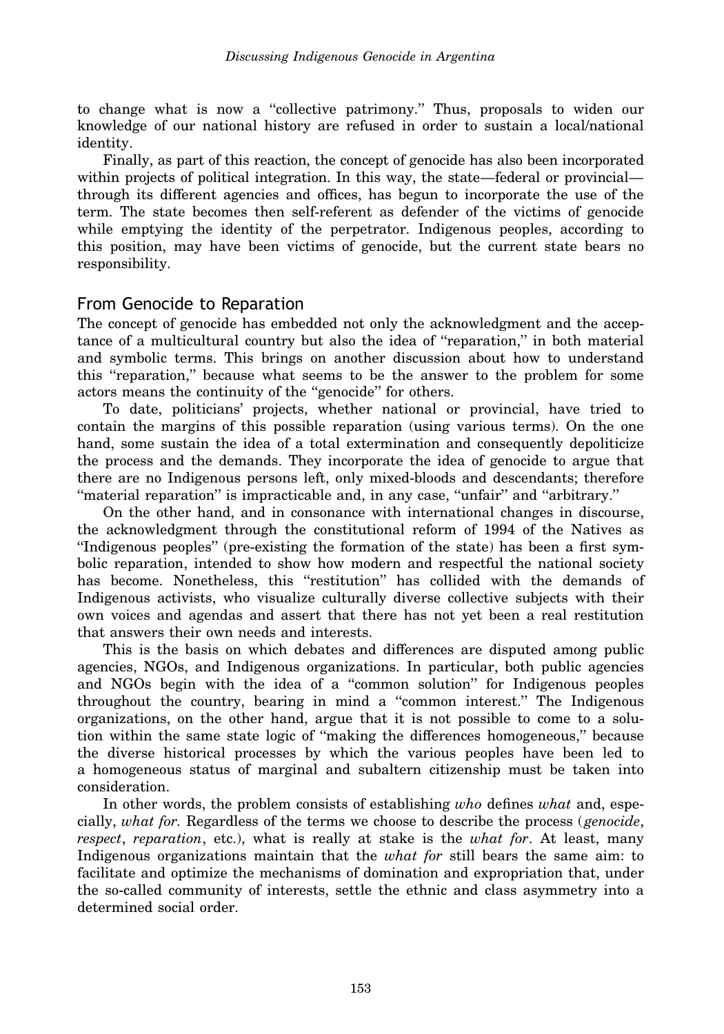to change what is now a "collective patrimony." Thus, proposals to widen our knowledge of our national history are refused in order to sustain a local/national identity.

Finally, as part of this reaction, the concept of genocide has also been incorporated within projects of political integration. In this way, the state—federal or provincial—through its different agencies and offices, has begun to incorporate the use of the term. The state becomes then self-referent as defender of the victims of genocide while emptying the identity of the perpetrator. Indigenous peoples, according to this position, may have been victims of genocide, but the current state bears no responsibility.

## From Genocide to Reparation

The concept of genocide has embedded not only the acknowledgment and the acceptance of a multicultural country but also the idea of "reparation," in both material and symbolic terms. This brings on another discussion about how to understand this "reparation," because what seems to be the answer to the problem for some actors means the continuity of the "genocide" for others.

To date, politicians' projects, whether national or provincial, have tried to contain the margins of this possible reparation (using various terms). On the one hand, some sustain the idea of a total extermination and consequently depoliticize the process and the demands. They incorporate the idea of genocide to argue that there are no Indigenous persons left, only mixed-bloods and descendants; therefore "material reparation" is impracticable and, in any case, "unfair" and "arbitrary."

On the other hand, and in consonance with international changes in discourse, the acknowledgment through the constitutional reform of 1994 of the Natives as "Indigenous peoples" (pre-existing the formation of the state) has been a first symbolic reparation, intended to show how modern and respectful the national society has become. Nonetheless, this "restitution" has collided with the demands of Indigenous activists, who visualize culturally diverse collective subjects with their own voices and agendas and assert that there has not yet been a real restitution that answers their own needs and interests.

This is the basis on which debates and differences are disputed among public agencies, NGOs, and Indigenous organizations. In particular, both public agencies and NGOs begin with the idea of a "common solution" for Indigenous peoples throughout the country, bearing in mind a "common interest." The Indigenous organizations, on the other hand, argue that it is not possible to come to a solution within the same state logic of "making the differences homogeneous," because the diverse historical processes by which the various peoples have been led to a homogeneous status of marginal and subaltern citizenship must be taken into consideration.

In other words, the problem consists of establishing *who* defines *what* and, especially, *what for*. Regardless of the terms we choose to describe the process (*genocide*, *respect*, *reparation*, etc.), what is really at stake is the *what for*. At least, many Indigenous organizations maintain that the *what for* still bears the same aim: to facilitate and optimize the mechanisms of domination and expropriation that, under the so-called community of interests, settle the ethnic and class asymmetry into a determined social order.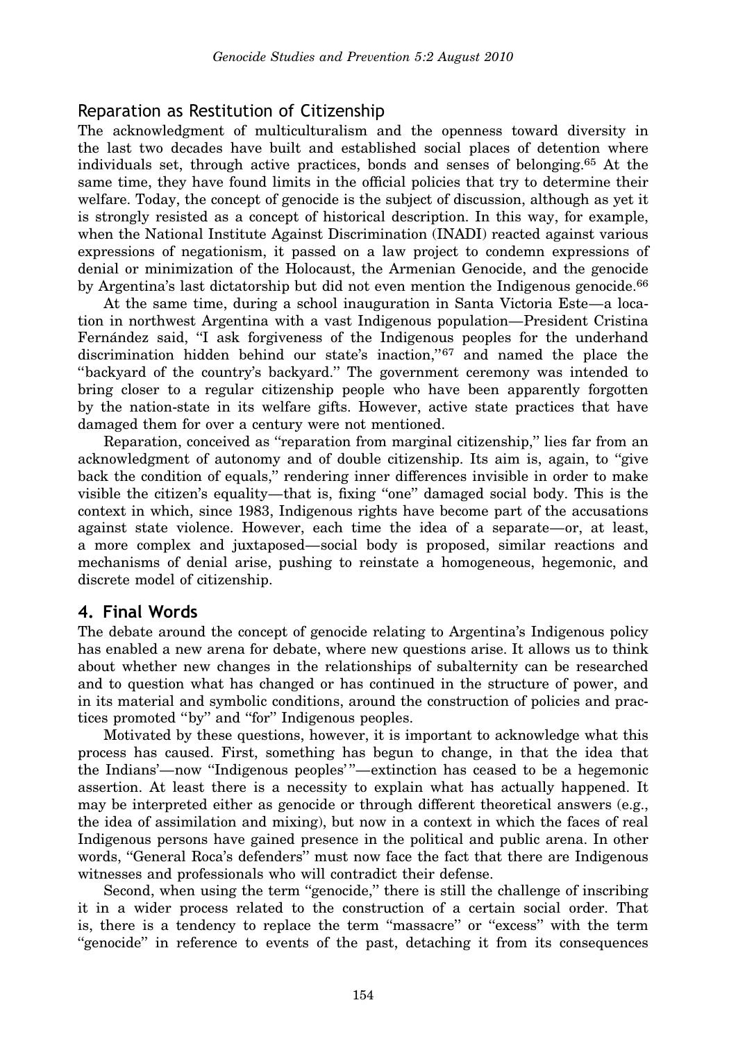## Reparation as Restitution of Citizenship

The acknowledgment of multiculturalism and the openness toward diversity in the last two decades have built and established social places of detention where individuals set, through active practices, bonds and senses of belonging.[65] At the same time, they have found limits in the official policies that try to determine their welfare. Today, the concept of genocide is the subject of discussion, although as yet it is strongly resisted as a concept of historical description. In this way, for example, when the National Institute Against Discrimination (INADI) reacted against various expressions of negationism, it passed on a law project to condemn expressions of denial or minimization of the Holocaust, the Armenian Genocide, and the genocide by Argentina's last dictatorship but did not even mention the Indigenous genocide.[66]

At the same time, during a school inauguration in Santa Victoria Este—a location in northwest Argentina with a vast Indigenous population—President Cristina Fernández said, "I ask forgiveness of the Indigenous peoples for the underhand discrimination hidden behind our state's inaction,"[67] and named the place the "backyard of the country's backyard." The government ceremony was intended to bring closer to a regular citizenship people who have been apparently forgotten by the nation-state in its welfare gifts. However, active state practices that have damaged them for over a century were not mentioned.

Reparation, conceived as "reparation from marginal citizenship," lies far from an acknowledgment of autonomy and of double citizenship. Its aim is, again, to "give back the condition of equals," rendering inner differences invisible in order to make visible the citizen's equality—that is, fixing "one" damaged social body. This is the context in which, since 1983, Indigenous rights have become part of the accusations against state violence. However, each time the idea of a separate—or, at least, a more complex and juxtaposed—social body is proposed, similar reactions and mechanisms of denial arise, pushing to reinstate a homogeneous, hegemonic, and discrete model of citizenship.

## 4. Final Words

The debate around the concept of genocide relating to Argentina's Indigenous policy has enabled a new arena for debate, where new questions arise. It allows us to think about whether new changes in the relationships of subalternity can be researched and to question what has changed or has continued in the structure of power, and in its material and symbolic conditions, around the construction of policies and practices promoted "by" and "for" Indigenous peoples.

Motivated by these questions, however, it is important to acknowledge what this process has caused. First, something has begun to change, in that the idea that the Indians'—now "Indigenous peoples'"—extinction has ceased to be a hegemonic assertion. At least there is a necessity to explain what has actually happened. It may be interpreted either as genocide or through different theoretical answers (e.g., the idea of assimilation and mixing), but now in a context in which the faces of real Indigenous persons have gained presence in the political and public arena. In other words, "General Roca's defenders" must now face the fact that there are Indigenous witnesses and professionals who will contradict their defense.

Second, when using the term "genocide," there is still the challenge of inscribing it in a wider process related to the construction of a certain social order. That is, there is a tendency to replace the term "massacre" or "excess" with the term "genocide" in reference to events of the past, detaching it from its consequences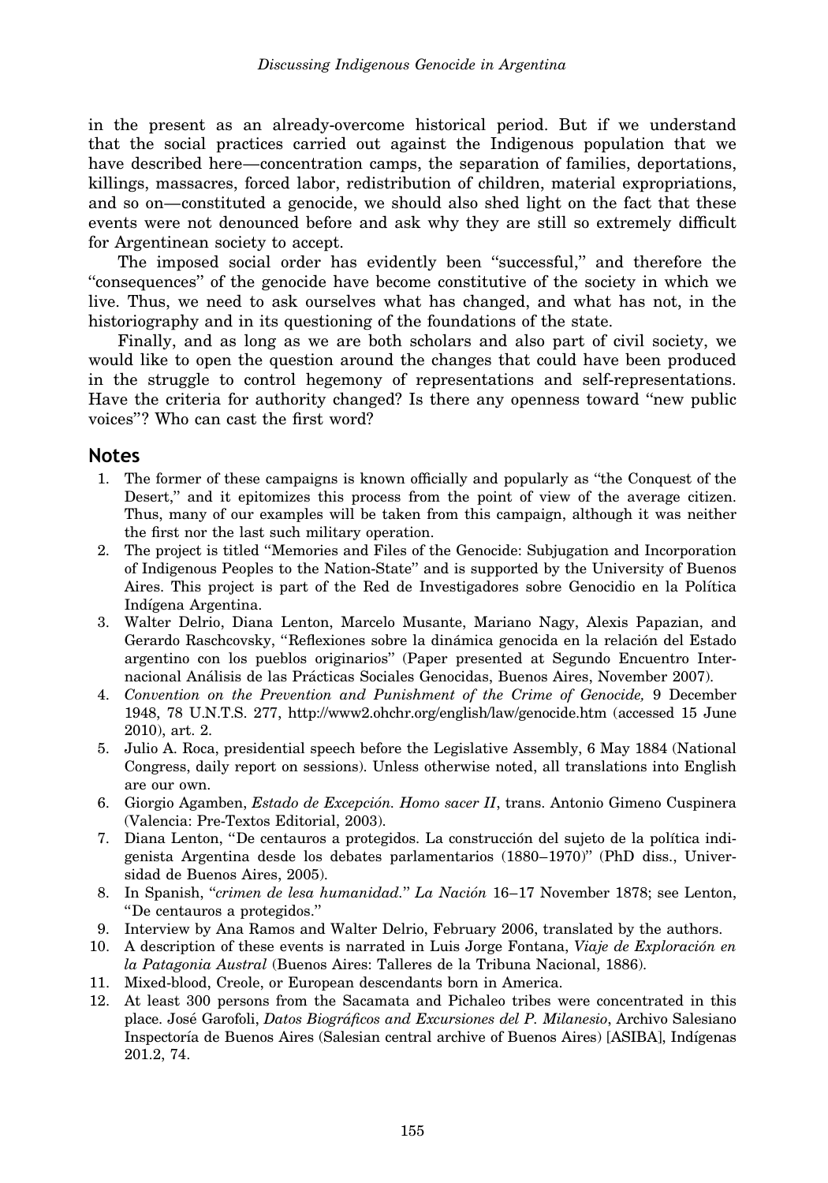in the present as an already-overcome historical period. But if we understand that the social practices carried out against the Indigenous population that we have described here—concentration camps, the separation of families, deportations, killings, massacres, forced labor, redistribution of children, material expropriations, and so on—constituted a genocide, we should also shed light on the fact that these events were not denounced before and ask why they are still so extremely difficult for Argentinean society to accept.

The imposed social order has evidently been "successful," and therefore the "consequences" of the genocide have become constitutive of the society in which we live. Thus, we need to ask ourselves what has changed, and what has not, in the historiography and in its questioning of the foundations of the state.

Finally, and as long as we are both scholars and also part of civil society, we would like to open the question around the changes that could have been produced in the struggle to control hegemony of representations and self-representations. Have the criteria for authority changed? Is there any openness toward "new public voices"? Who can cast the first word?

## Notes

1. The former of these campaigns is known officially and popularly as "the Conquest of the Desert," and it epitomizes this process from the point of view of the average citizen. Thus, many of our examples will be taken from this campaign, although it was neither the first nor the last such military operation.
2. The project is titled "Memories and Files of the Genocide: Subjugation and Incorporation of Indigenous Peoples to the Nation-State" and is supported by the University of Buenos Aires. This project is part of the Red de Investigadores sobre Genocidio en la Política Indígena Argentina.
3. Walter Delrio, Diana Lenton, Marcelo Musante, Mariano Nagy, Alexis Papazian, and Gerardo Raschcovsky, "Reflexiones sobre la dinámica genocida en la relación del Estado argentino con los pueblos originarios" (Paper presented at Segundo Encuentro Internacional Análisis de las Prácticas Sociales Genocidas, Buenos Aires, November 2007).
4. *Convention on the Prevention and Punishment of the Crime of Genocide,* 9 December 1948, 78 U.N.T.S. 277, http://www2.ohchr.org/english/law/genocide.htm (accessed 15 June 2010), art. 2.
5. Julio A. Roca, presidential speech before the Legislative Assembly, 6 May 1884 (National Congress, daily report on sessions). Unless otherwise noted, all translations into English are our own.
6. Giorgio Agamben, *Estado de Excepción. Homo sacer II*, trans. Antonio Gimeno Cuspinera (Valencia: Pre-Textos Editorial, 2003).
7. Diana Lenton, "De centauros a protegidos. La construcción del sujeto de la política indigenista Argentina desde los debates parlamentarios (1880–1970)" (PhD diss., Universidad de Buenos Aires, 2005).
8. In Spanish, "*crimen de lesa humanidad.*" *La Nación* 16–17 November 1878; see Lenton, "De centauros a protegidos."
9. Interview by Ana Ramos and Walter Delrio, February 2006, translated by the authors.
10. A description of these events is narrated in Luis Jorge Fontana, *Viaje de Exploración en la Patagonia Austral* (Buenos Aires: Talleres de la Tribuna Nacional, 1886).
11. Mixed-blood, Creole, or European descendants born in America.
12. At least 300 persons from the Sacamata and Pichaleo tribes were concentrated in this place. José Garofoli, *Datos Biográficos and Excursiones del P. Milanesio*, Archivo Salesiano Inspectoría de Buenos Aires (Salesian central archive of Buenos Aires) [ASIBA], Indígenas 201.2, 74.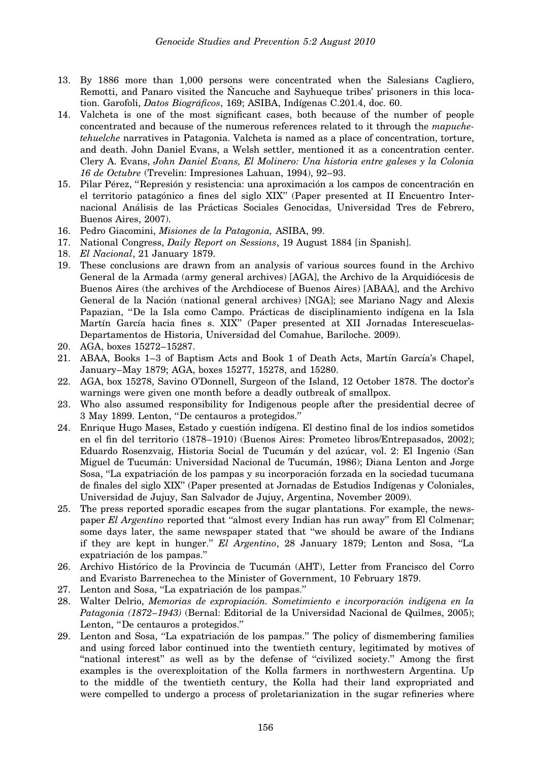13. By 1886 more than 1,000 persons were concentrated when the Salesians Cagliero, Remotti, and Panaro visited the Ñancuche and Sayhueque tribes' prisoners in this location. Garofoli, *Datos Biográficos*, 169; ASIBA, Indígenas C.201.4, doc. 60.
14. Valcheta is one of the most significant cases, both because of the number of people concentrated and because of the numerous references related to it through the *mapuche-tehuelche* narratives in Patagonia. Valcheta is named as a place of concentration, torture, and death. John Daniel Evans, a Welsh settler, mentioned it as a concentration center. Clery A. Evans, *John Daniel Evans, El Molinero: Una historia entre galeses y la Colonia 16 de Octubre* (Trevelin: Impresiones Lahuan, 1994), 92–93.
15. Pilar Pérez, "Represión y resistencia: una aproximación a los campos de concentración en el territorio patagónico a fines del siglo XIX" (Paper presented at II Encuentro Internacional Análisis de las Prácticas Sociales Genocidas, Universidad Tres de Febrero, Buenos Aires, 2007).
16. Pedro Giacomini, *Misiones de la Patagonia,* ASIBA, 99.
17. National Congress, *Daily Report on Sessions*, 19 August 1884 [in Spanish].
18. *El Nacional*, 21 January 1879.
19. These conclusions are drawn from an analysis of various sources found in the Archivo General de la Armada (army general archives) [AGA], the Archivo de la Arquidiócesis de Buenos Aires (the archives of the Archdiocese of Buenos Aires) [ABAA], and the Archivo General de la Nación (national general archives) [NGA]; see Mariano Nagy and Alexis Papazian, "De la Isla como Campo. Prácticas de disciplinamiento indígena en la Isla Martín García hacia fines s. XIX" (Paper presented at XII Jornadas Interescuelas-Departamentos de Historia, Universidad del Comahue, Bariloche. 2009).
20. AGA, boxes 15272–15287.
21. ABAA, Books 1–3 of Baptism Acts and Book 1 of Death Acts, Martín García's Chapel, January–May 1879; AGA, boxes 15277, 15278, and 15280.
22. AGA, box 15278, Savino O'Donnell, Surgeon of the Island, 12 October 1878. The doctor's warnings were given one month before a deadly outbreak of smallpox.
23. Who also assumed responsibility for Indigenous people after the presidential decree of 3 May 1899. Lenton, "De centauros a protegidos."
24. Enrique Hugo Mases, Estado y cuestión indígena. El destino final de los indios sometidos en el fin del territorio (1878–1910) (Buenos Aires: Prometeo libros/Entrepasados, 2002); Eduardo Rosenzvaig, Historia Social de Tucumán y del azúcar, vol. 2: El Ingenio (San Miguel de Tucumán: Universidad Nacional de Tucumán, 1986); Diana Lenton and Jorge Sosa, "La expatriación de los pampas y su incorporación forzada en la sociedad tucumana de finales del siglo XIX" (Paper presented at Jornadas de Estudios Indígenas y Coloniales, Universidad de Jujuy, San Salvador de Jujuy, Argentina, November 2009).
25. The press reported sporadic escapes from the sugar plantations. For example, the newspaper *El Argentino* reported that "almost every Indian has run away" from El Colmenar; some days later, the same newspaper stated that "we should be aware of the Indians if they are kept in hunger." *El Argentino*, 28 January 1879; Lenton and Sosa, "La expatriación de los pampas."
26. Archivo Histórico de la Provincia de Tucumán (AHT), Letter from Francisco del Corro and Evaristo Barrenechea to the Minister of Government, 10 February 1879.
27. Lenton and Sosa, "La expatriación de los pampas."
28. Walter Delrio, *Memorias de expropiación. Sometimiento e incorporación indígena en la Patagonia (1872–1943)* (Bernal: Editorial de la Universidad Nacional de Quilmes, 2005); Lenton, "De centauros a protegidos."
29. Lenton and Sosa, "La expatriación de los pampas." The policy of dismembering families and using forced labor continued into the twentieth century, legitimated by motives of "national interest" as well as by the defense of "civilized society." Among the first examples is the overexploitation of the Kolla farmers in northwestern Argentina. Up to the middle of the twentieth century, the Kolla had their land expropriated and were compelled to undergo a process of proletarianization in the sugar refineries where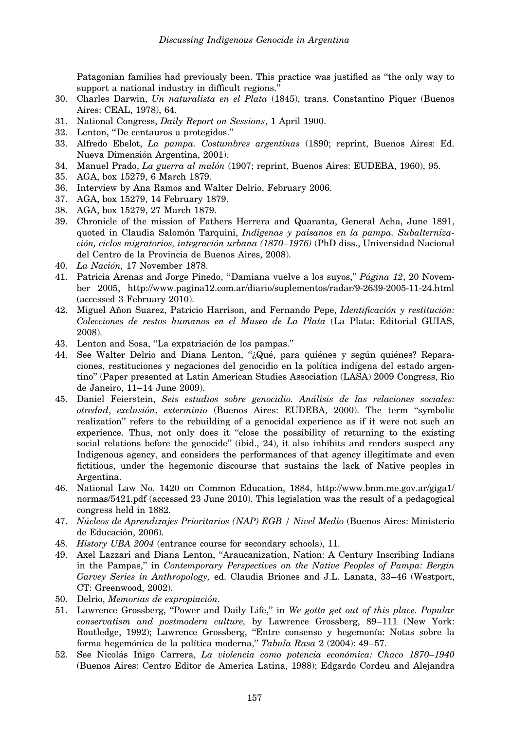Patagonian families had previously been. This practice was justified as "the only way to support a national industry in difficult regions."

30. Charles Darwin, *Un naturalista en el Plata* (1845), trans. Constantino Piquer (Buenos Aires: CEAL, 1978), 64.
31. National Congress, *Daily Report on Sessions*, 1 April 1900.
32. Lenton, "De centauros a protegidos."
33. Alfredo Ebelot, *La pampa. Costumbres argentinas* (1890; reprint, Buenos Aires: Ed. Nueva Dimensión Argentina, 2001).
34. Manuel Prado, *La guerra al malón* (1907; reprint, Buenos Aires: EUDEBA, 1960), 95.
35. AGA, box 15279, 6 March 1879.
36. Interview by Ana Ramos and Walter Delrio, February 2006.
37. AGA, box 15279, 14 February 1879.
38. AGA, box 15279, 27 March 1879.
39. Chronicle of the mission of Fathers Herrera and Quaranta, General Acha, June 1891, quoted in Claudia Salomón Tarquini, *Indigenas y paisanos en la pampa. Subalternización, ciclos migratorios, integración urbana (1870–1976)* (PhD diss., Universidad Nacional del Centro de la Provincia de Buenos Aires, 2008).
40. *La Nación,* 17 November 1878.
41. Patricia Arenas and Jorge Pinedo, "Damiana vuelve a los suyos," *Página 12*, 20 November 2005, http://www.pagina12.com.ar/diario/suplementos/radar/9-2639-2005-11-24.html (accessed 3 February 2010).
42. Miguel Añon Suarez, Patricio Harrison, and Fernando Pepe, *Identificación y restitución: Colecciones de restos humanos en el Museo de La Plata* (La Plata: Editorial GUIAS, 2008).
43. Lenton and Sosa, "La expatriación de los pampas."
44. See Walter Delrio and Diana Lenton, "¿Qué, para quiénes y según quiénes? Reparaciones, restituciones y negaciones del genocidio en la política indígena del estado argentino" (Paper presented at Latin American Studies Association (LASA) 2009 Congress, Rio de Janeiro, 11–14 June 2009).
45. Daniel Feierstein, *Seis estudios sobre genocidio. Análisis de las relaciones sociales: otredad*, *exclusión*, *exterminio* (Buenos Aires: EUDEBA, 2000). The term "symbolic realization" refers to the rebuilding of a genocidal experience as if it were not such an experience. Thus, not only does it "close the possibility of returning to the existing social relations before the genocide" (ibid., 24), it also inhibits and renders suspect any Indigenous agency, and considers the performances of that agency illegitimate and even fictitious, under the hegemonic discourse that sustains the lack of Native peoples in Argentina.
46. National Law No. 1420 on Common Education, 1884, http://www.bnm.me.gov.ar/giga1/normas/5421.pdf (accessed 23 June 2010). This legislation was the result of a pedagogical congress held in 1882.
47. *Núcleos de Aprendizajes Prioritarios (NAP) EGB / Nivel Medio* (Buenos Aires: Ministerio de Educación, 2006).
48. *History UBA 2004* (entrance course for secondary schools), 11.
49. Axel Lazzari and Diana Lenton, "Araucanization, Nation: A Century Inscribing Indians in the Pampas," in *Contemporary Perspectives on the Native Peoples of Pampa: Bergin Garvey Series in Anthropology,* ed. Claudia Briones and J.L. Lanata, 33–46 (Westport, CT: Greenwood, 2002).
50. Delrio, *Memorias de expropiación.*
51. Lawrence Grossberg, "Power and Daily Life," in *We gotta get out of this place. Popular conservatism and postmodern culture,* by Lawrence Grossberg, 89–111 (New York: Routledge, 1992); Lawrence Grossberg, "Entre consenso y hegemonía: Notas sobre la forma hegemónica de la política moderna," *Tabula Rasa* 2 (2004): 49–57.
52. See Nicolás Iñigo Carrera, *La violencia como potencia económica: Chaco 1870–1940* (Buenos Aires: Centro Editor de America Latina, 1988); Edgardo Cordeu and Alejandra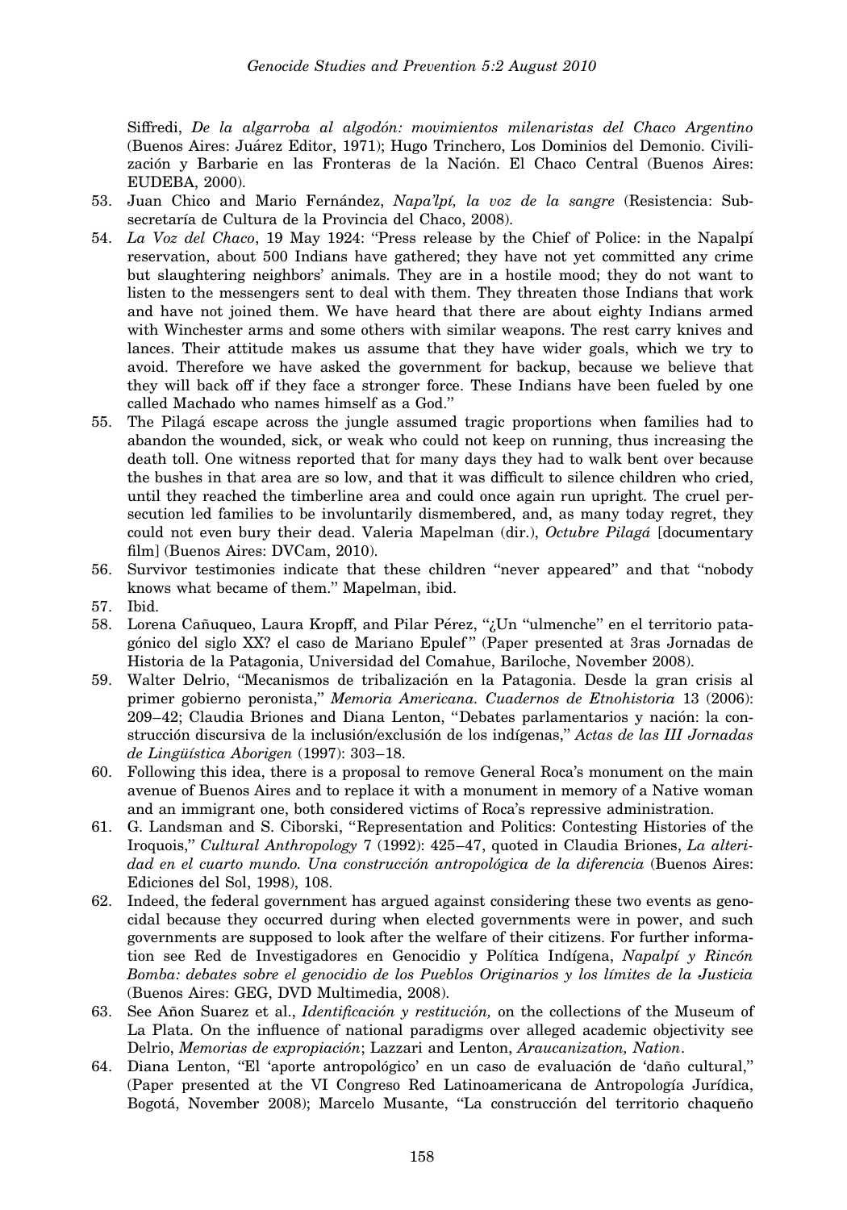Siffredi, *De la algarroba al algodón: movimientos milenaristas del Chaco Argentino* (Buenos Aires: Juárez Editor, 1971); Hugo Trinchero, Los Dominios del Demonio. Civilización y Barbarie en las Fronteras de la Nación. El Chaco Central (Buenos Aires: EUDEBA, 2000).

53. Juan Chico and Mario Fernández, *Napa'lpí, la voz de la sangre* (Resistencia: Subsecretaría de Cultura de la Provincia del Chaco, 2008).
54. *La Voz del Chaco*, 19 May 1924: "Press release by the Chief of Police: in the Napalpí reservation, about 500 Indians have gathered; they have not yet committed any crime but slaughtering neighbors' animals. They are in a hostile mood; they do not want to listen to the messengers sent to deal with them. They threaten those Indians that work and have not joined them. We have heard that there are about eighty Indians armed with Winchester arms and some others with similar weapons. The rest carry knives and lances. Their attitude makes us assume that they have wider goals, which we try to avoid. Therefore we have asked the government for backup, because we believe that they will back off if they face a stronger force. These Indians have been fueled by one called Machado who names himself as a God."
55. The Pilagá escape across the jungle assumed tragic proportions when families had to abandon the wounded, sick, or weak who could not keep on running, thus increasing the death toll. One witness reported that for many days they had to walk bent over because the bushes in that area are so low, and that it was difficult to silence children who cried, until they reached the timberline area and could once again run upright. The cruel persecution led families to be involuntarily dismembered, and, as many today regret, they could not even bury their dead. Valeria Mapelman (dir.), *Octubre Pilagá* [documentary film] (Buenos Aires: DVCam, 2010).
56. Survivor testimonies indicate that these children "never appeared" and that "nobody knows what became of them." Mapelman, ibid.
57. Ibid.
58. Lorena Cañuqueo, Laura Kropff, and Pilar Pérez, "¿Un "ulmenche" en el territorio patagónico del siglo XX? el caso de Mariano Epulef" (Paper presented at 3ras Jornadas de Historia de la Patagonia, Universidad del Comahue, Bariloche, November 2008).
59. Walter Delrio, "Mecanismos de tribalización en la Patagonia. Desde la gran crisis al primer gobierno peronista," *Memoria Americana. Cuadernos de Etnohistoria* 13 (2006): 209–42; Claudia Briones and Diana Lenton, "Debates parlamentarios y nación: la construcción discursiva de la inclusión/exclusión de los indígenas," *Actas de las III Jornadas de Lingüística Aborigen* (1997): 303–18.
60. Following this idea, there is a proposal to remove General Roca's monument on the main avenue of Buenos Aires and to replace it with a monument in memory of a Native woman and an immigrant one, both considered victims of Roca's repressive administration.
61. G. Landsman and S. Ciborski, "Representation and Politics: Contesting Histories of the Iroquois," *Cultural Anthropology* 7 (1992): 425–47, quoted in Claudia Briones, *La alteridad en el cuarto mundo. Una construcción antropológica de la diferencia* (Buenos Aires: Ediciones del Sol, 1998), 108.
62. Indeed, the federal government has argued against considering these two events as genocidal because they occurred during when elected governments were in power, and such governments are supposed to look after the welfare of their citizens. For further information see Red de Investigadores en Genocidio y Política Indígena, *Napalpí y Rincón Bomba: debates sobre el genocidio de los Pueblos Originarios y los límites de la Justicia* (Buenos Aires: GEG, DVD Multimedia, 2008).
63. See Añon Suarez et al., *Identificación y restitución,* on the collections of the Museum of La Plata. On the influence of national paradigms over alleged academic objectivity see Delrio, *Memorias de expropiación*; Lazzari and Lenton, *Araucanization, Nation*.
64. Diana Lenton, "El 'aporte antropológico' en un caso de evaluación de 'daño cultural,'" (Paper presented at the VI Congreso Red Latinoamericana de Antropología Jurídica, Bogotá, November 2008); Marcelo Musante, "La construcción del territorio chaqueño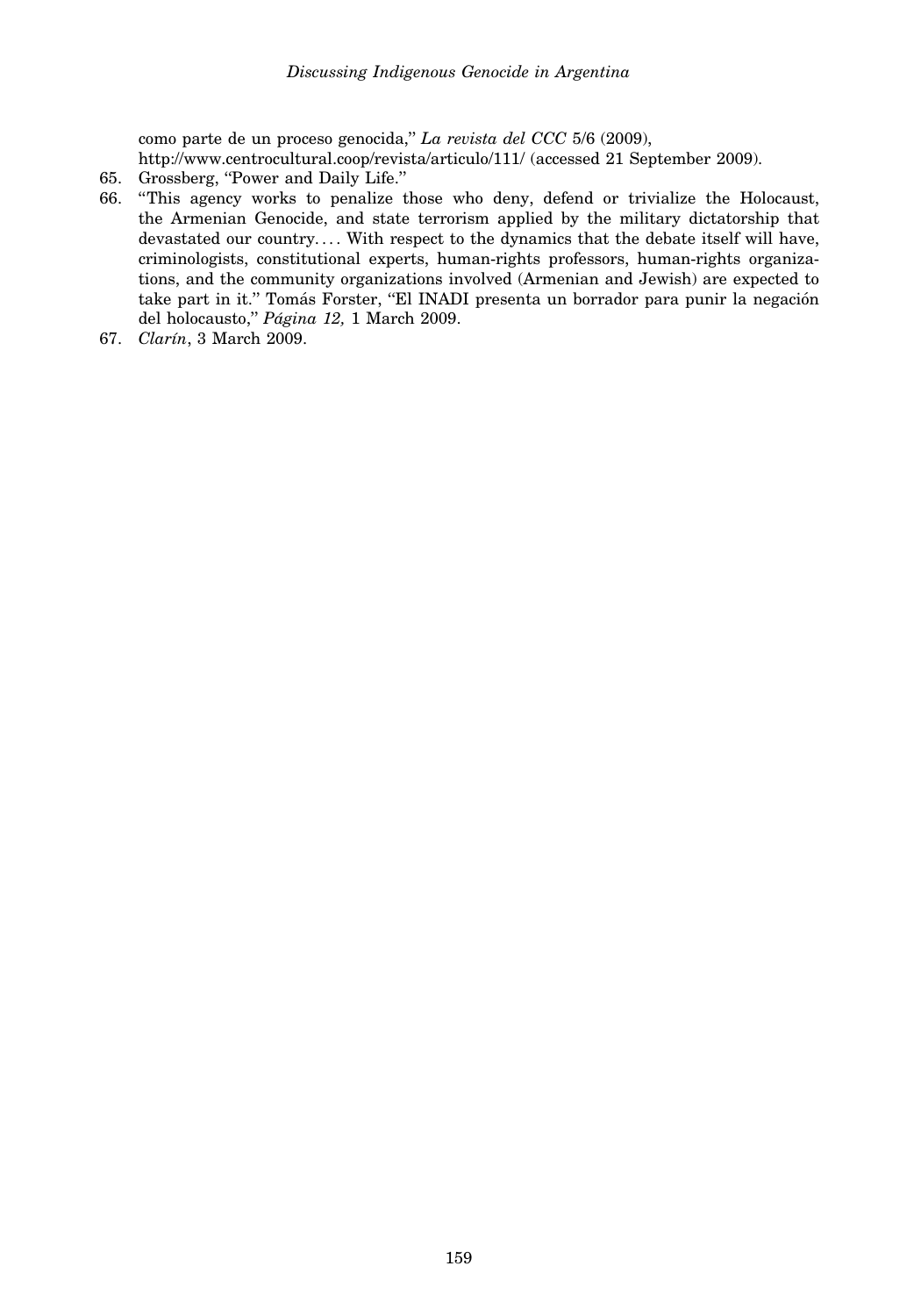como parte de un proceso genocida," *La revista del CCC* 5/6 (2009), http://www.centrocultural.coop/revista/articulo/111/ (accessed 21 September 2009).

65. Grossberg, "Power and Daily Life."
66. "This agency works to penalize those who deny, defend or trivialize the Holocaust, the Armenian Genocide, and state terrorism applied by the military dictatorship that devastated our country. . . . With respect to the dynamics that the debate itself will have, criminologists, constitutional experts, human-rights professors, human-rights organizations, and the community organizations involved (Armenian and Jewish) are expected to take part in it." Tomás Forster, "El INADI presenta un borrador para punir la negación del holocausto," *Página 12,* 1 March 2009.
67. *Clarín*, 3 March 2009.